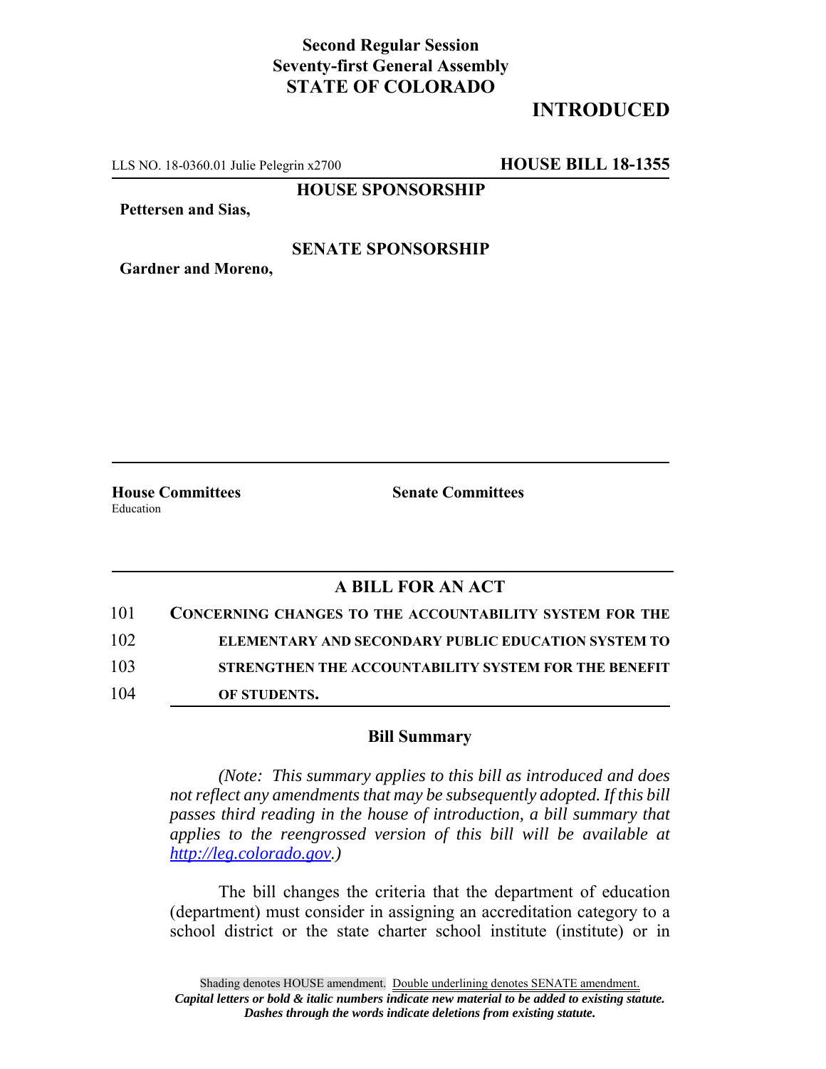**Second Regular Session**
**Seventy-first General Assembly**
**STATE OF COLORADO**

**INTRODUCED**

LLS NO. 18-0360.01 Julie Pelegrin x2700 **HOUSE BILL 18-1355**

**HOUSE SPONSORSHIP**

**Pettersen and Sias,**

**SENATE SPONSORSHIP**

**Gardner and Moreno,**

**House Committees**
Education

**Senate Committees**

## A BILL FOR AN ACT

101 **CONCERNING CHANGES TO THE ACCOUNTABILITY SYSTEM FOR THE**
102 **ELEMENTARY AND SECONDARY PUBLIC EDUCATION SYSTEM TO**
103 **STRENGTHEN THE ACCOUNTABILITY SYSTEM FOR THE BENEFIT**
104 **OF STUDENTS.**

### Bill Summary

*(Note: This summary applies to this bill as introduced and does not reflect any amendments that may be subsequently adopted. If this bill passes third reading in the house of introduction, a bill summary that applies to the reengrossed version of this bill will be available at http://leg.colorado.gov.)*

The bill changes the criteria that the department of education (department) must consider in assigning an accreditation category to a school district or the state charter school institute (institute) or in

Shading denotes HOUSE amendment. Double underlining denotes SENATE amendment.
*Capital letters or bold & italic numbers indicate new material to be added to existing statute.*
*Dashes through the words indicate deletions from existing statute.*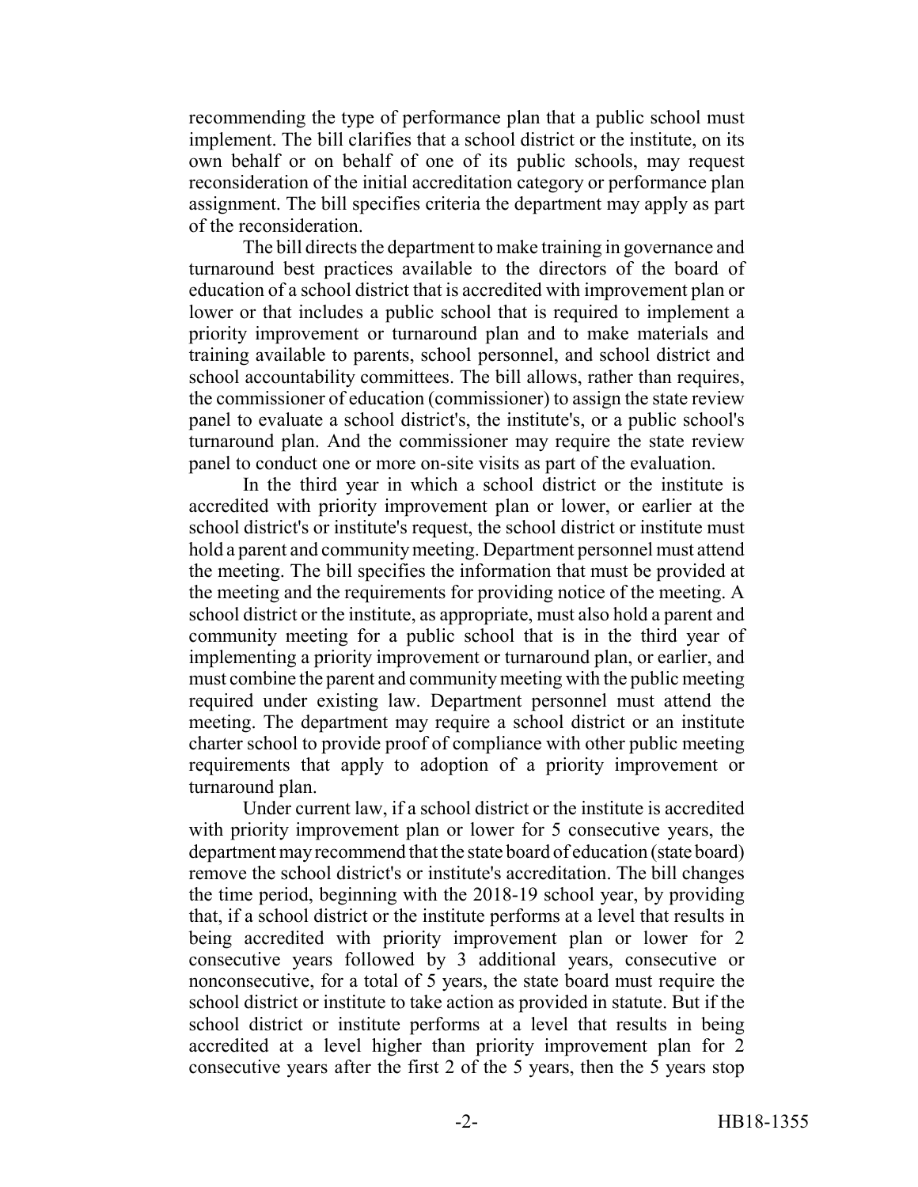recommending the type of performance plan that a public school must implement. The bill clarifies that a school district or the institute, on its own behalf or on behalf of one of its public schools, may request reconsideration of the initial accreditation category or performance plan assignment. The bill specifies criteria the department may apply as part of the reconsideration.

The bill directs the department to make training in governance and turnaround best practices available to the directors of the board of education of a school district that is accredited with improvement plan or lower or that includes a public school that is required to implement a priority improvement or turnaround plan and to make materials and training available to parents, school personnel, and school district and school accountability committees. The bill allows, rather than requires, the commissioner of education (commissioner) to assign the state review panel to evaluate a school district's, the institute's, or a public school's turnaround plan. And the commissioner may require the state review panel to conduct one or more on-site visits as part of the evaluation.

In the third year in which a school district or the institute is accredited with priority improvement plan or lower, or earlier at the school district's or institute's request, the school district or institute must hold a parent and community meeting. Department personnel must attend the meeting. The bill specifies the information that must be provided at the meeting and the requirements for providing notice of the meeting. A school district or the institute, as appropriate, must also hold a parent and community meeting for a public school that is in the third year of implementing a priority improvement or turnaround plan, or earlier, and must combine the parent and community meeting with the public meeting required under existing law. Department personnel must attend the meeting. The department may require a school district or an institute charter school to provide proof of compliance with other public meeting requirements that apply to adoption of a priority improvement or turnaround plan.

Under current law, if a school district or the institute is accredited with priority improvement plan or lower for 5 consecutive years, the department may recommend that the state board of education (state board) remove the school district's or institute's accreditation. The bill changes the time period, beginning with the 2018-19 school year, by providing that, if a school district or the institute performs at a level that results in being accredited with priority improvement plan or lower for 2 consecutive years followed by 3 additional years, consecutive or nonconsecutive, for a total of 5 years, the state board must require the school district or institute to take action as provided in statute. But if the school district or institute performs at a level that results in being accredited at a level higher than priority improvement plan for 2 consecutive years after the first 2 of the 5 years, then the 5 years stop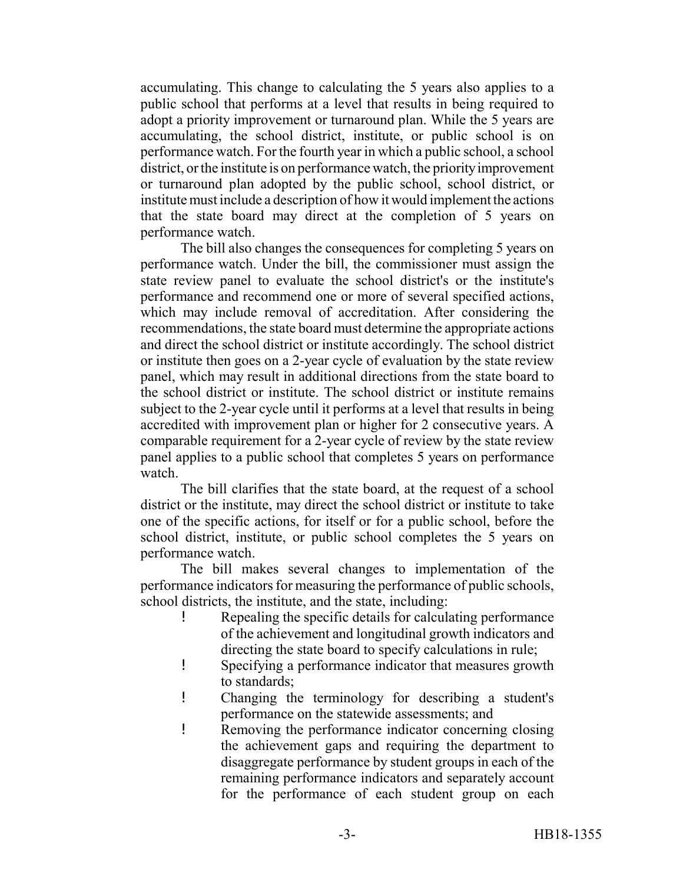accumulating. This change to calculating the 5 years also applies to a public school that performs at a level that results in being required to adopt a priority improvement or turnaround plan. While the 5 years are accumulating, the school district, institute, or public school is on performance watch. For the fourth year in which a public school, a school district, or the institute is on performance watch, the priority improvement or turnaround plan adopted by the public school, school district, or institute must include a description of how it would implement the actions that the state board may direct at the completion of 5 years on performance watch.

The bill also changes the consequences for completing 5 years on performance watch. Under the bill, the commissioner must assign the state review panel to evaluate the school district's or the institute's performance and recommend one or more of several specified actions, which may include removal of accreditation. After considering the recommendations, the state board must determine the appropriate actions and direct the school district or institute accordingly. The school district or institute then goes on a 2-year cycle of evaluation by the state review panel, which may result in additional directions from the state board to the school district or institute. The school district or institute remains subject to the 2-year cycle until it performs at a level that results in being accredited with improvement plan or higher for 2 consecutive years. A comparable requirement for a 2-year cycle of review by the state review panel applies to a public school that completes 5 years on performance watch.

The bill clarifies that the state board, at the request of a school district or the institute, may direct the school district or institute to take one of the specific actions, for itself or for a public school, before the school district, institute, or public school completes the 5 years on performance watch.

The bill makes several changes to implementation of the performance indicators for measuring the performance of public schools, school districts, the institute, and the state, including:

- Repealing the specific details for calculating performance of the achievement and longitudinal growth indicators and directing the state board to specify calculations in rule;
- Specifying a performance indicator that measures growth to standards;
- Changing the terminology for describing a student's performance on the statewide assessments; and
- Removing the performance indicator concerning closing the achievement gaps and requiring the department to disaggregate performance by student groups in each of the remaining performance indicators and separately account for the performance of each student group on each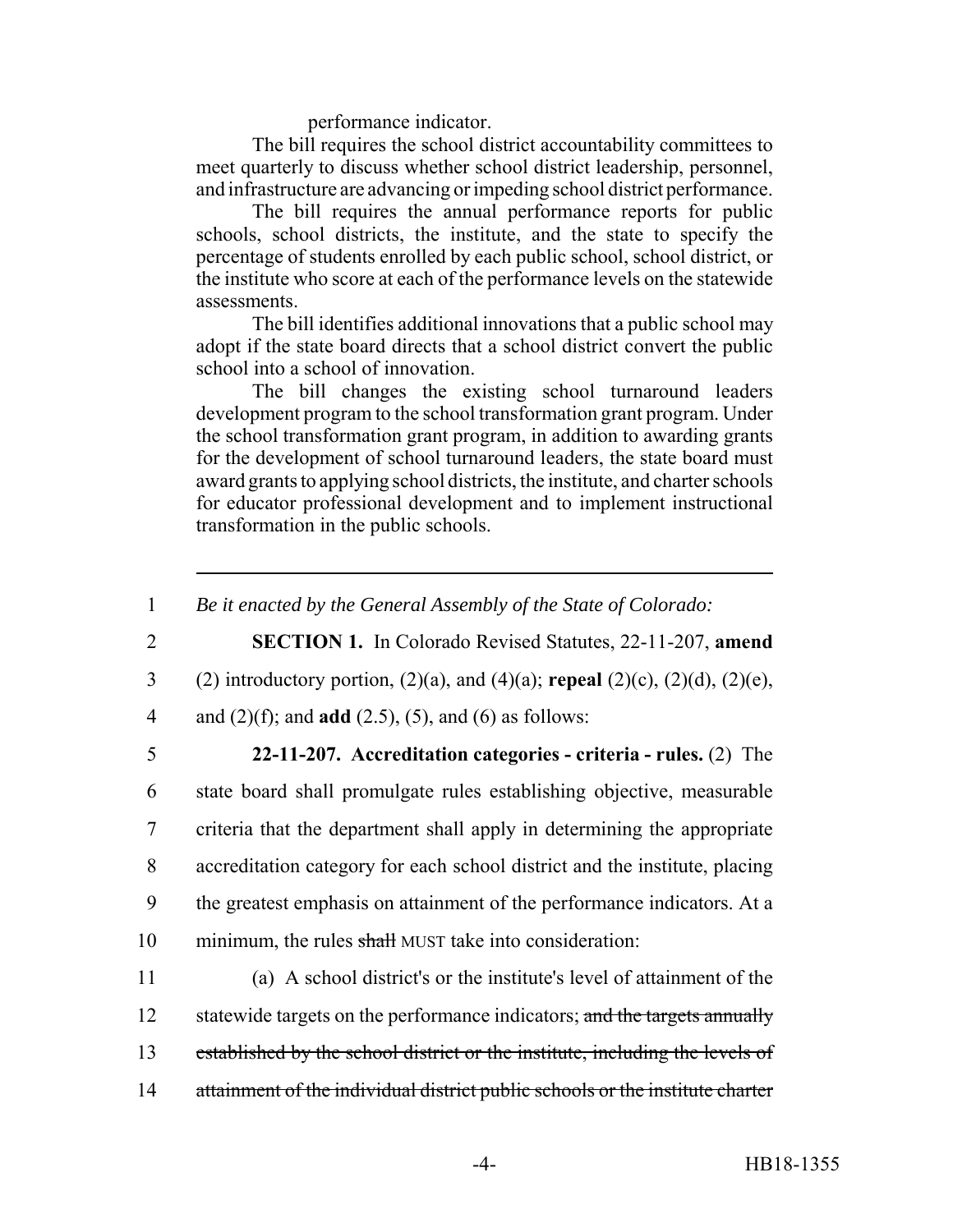performance indicator.

The bill requires the school district accountability committees to meet quarterly to discuss whether school district leadership, personnel, and infrastructure are advancing or impeding school district performance.

The bill requires the annual performance reports for public schools, school districts, the institute, and the state to specify the percentage of students enrolled by each public school, school district, or the institute who score at each of the performance levels on the statewide assessments.

The bill identifies additional innovations that a public school may adopt if the state board directs that a school district convert the public school into a school of innovation.

The bill changes the existing school turnaround leaders development program to the school transformation grant program. Under the school transformation grant program, in addition to awarding grants for the development of school turnaround leaders, the state board must award grants to applying school districts, the institute, and charter schools for educator professional development and to implement instructional transformation in the public schools.

---

1 *Be it enacted by the General Assembly of the State of Colorado:*

2 **SECTION 1.** In Colorado Revised Statutes, 22-11-207, **amend**
3 (2) introductory portion, (2)(a), and (4)(a); **repeal** (2)(c), (2)(d), (2)(e),
4 and (2)(f); and **add** (2.5), (5), and (6) as follows:

5 **22-11-207. Accreditation categories - criteria - rules.** (2) The
6 state board shall promulgate rules establishing objective, measurable
7 criteria that the department shall apply in determining the appropriate
8 accreditation category for each school district and the institute, placing
9 the greatest emphasis on attainment of the performance indicators. At a
10 minimum, the rules ~~shall~~ MUST take into consideration:

11 (a) A school district's or the institute's level of attainment of the
12 statewide targets on the performance indicators; ~~and the targets annually~~
13 ~~established by the school district or the institute, including the levels of~~
14 ~~attainment of the individual district public schools or the institute charter~~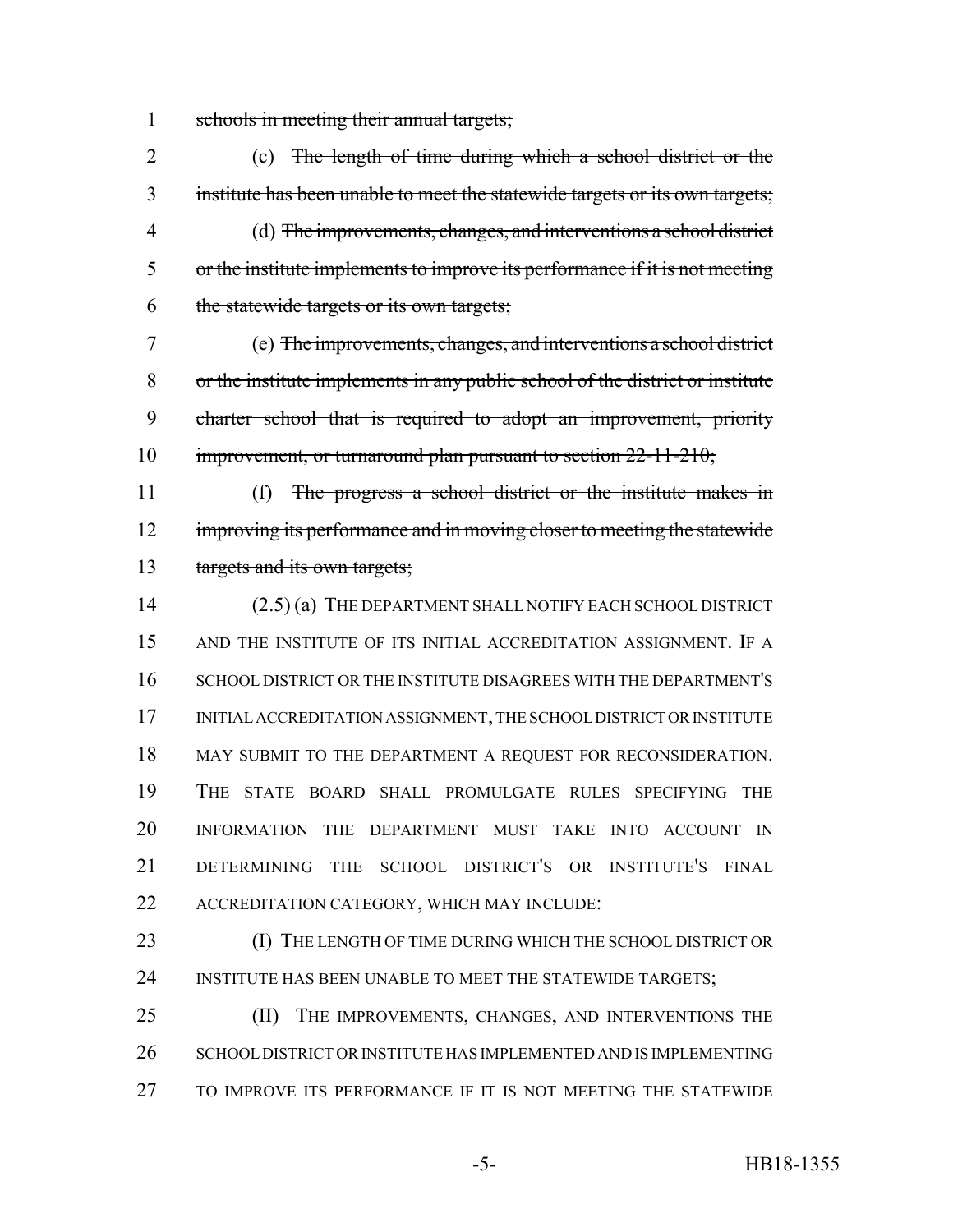schools in meeting their annual targets;

(c) ~~The length of time during which a school district or the institute has been unable to meet the statewide targets or its own targets;~~

(d) ~~The improvements, changes, and interventions a school district or the institute implements to improve its performance if it is not meeting the statewide targets or its own targets;~~

(e) ~~The improvements, changes, and interventions a school district or the institute implements in any public school of the district or institute charter school that is required to adopt an improvement, priority improvement, or turnaround plan pursuant to section 22-11-210;~~

(f) ~~The progress a school district or the institute makes in improving its performance and in moving closer to meeting the statewide targets and its own targets;~~

(2.5) (a) THE DEPARTMENT SHALL NOTIFY EACH SCHOOL DISTRICT AND THE INSTITUTE OF ITS INITIAL ACCREDITATION ASSIGNMENT. IF A SCHOOL DISTRICT OR THE INSTITUTE DISAGREES WITH THE DEPARTMENT'S INITIAL ACCREDITATION ASSIGNMENT, THE SCHOOL DISTRICT OR INSTITUTE MAY SUBMIT TO THE DEPARTMENT A REQUEST FOR RECONSIDERATION. THE STATE BOARD SHALL PROMULGATE RULES SPECIFYING THE INFORMATION THE DEPARTMENT MUST TAKE INTO ACCOUNT IN DETERMINING THE SCHOOL DISTRICT'S OR INSTITUTE'S FINAL ACCREDITATION CATEGORY, WHICH MAY INCLUDE:

(I) THE LENGTH OF TIME DURING WHICH THE SCHOOL DISTRICT OR INSTITUTE HAS BEEN UNABLE TO MEET THE STATEWIDE TARGETS;

(II) THE IMPROVEMENTS, CHANGES, AND INTERVENTIONS THE SCHOOL DISTRICT OR INSTITUTE HAS IMPLEMENTED AND IS IMPLEMENTING TO IMPROVE ITS PERFORMANCE IF IT IS NOT MEETING THE STATEWIDE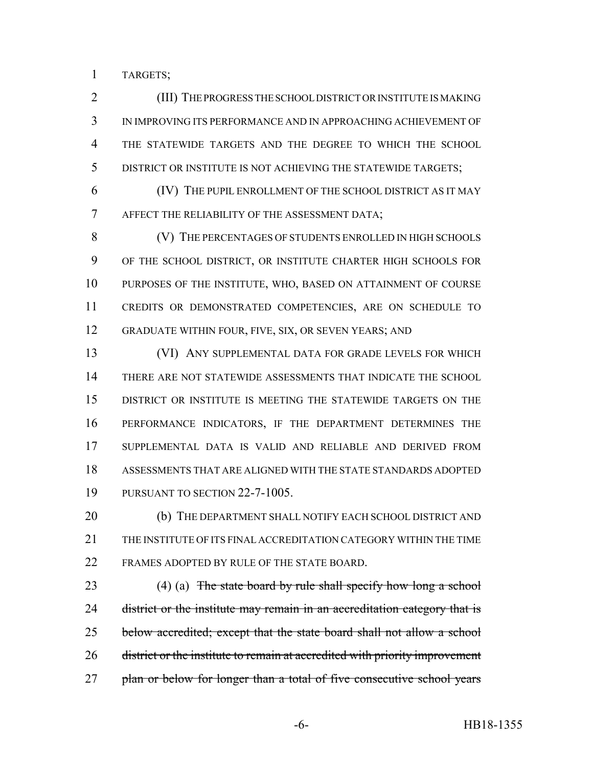TARGETS;

(III) THE PROGRESS THE SCHOOL DISTRICT OR INSTITUTE IS MAKING IN IMPROVING ITS PERFORMANCE AND IN APPROACHING ACHIEVEMENT OF THE STATEWIDE TARGETS AND THE DEGREE TO WHICH THE SCHOOL DISTRICT OR INSTITUTE IS NOT ACHIEVING THE STATEWIDE TARGETS;

(IV) THE PUPIL ENROLLMENT OF THE SCHOOL DISTRICT AS IT MAY AFFECT THE RELIABILITY OF THE ASSESSMENT DATA;

(V) THE PERCENTAGES OF STUDENTS ENROLLED IN HIGH SCHOOLS OF THE SCHOOL DISTRICT, OR INSTITUTE CHARTER HIGH SCHOOLS FOR PURPOSES OF THE INSTITUTE, WHO, BASED ON ATTAINMENT OF COURSE CREDITS OR DEMONSTRATED COMPETENCIES, ARE ON SCHEDULE TO GRADUATE WITHIN FOUR, FIVE, SIX, OR SEVEN YEARS; AND

(VI) ANY SUPPLEMENTAL DATA FOR GRADE LEVELS FOR WHICH THERE ARE NOT STATEWIDE ASSESSMENTS THAT INDICATE THE SCHOOL DISTRICT OR INSTITUTE IS MEETING THE STATEWIDE TARGETS ON THE PERFORMANCE INDICATORS, IF THE DEPARTMENT DETERMINES THE SUPPLEMENTAL DATA IS VALID AND RELIABLE AND DERIVED FROM ASSESSMENTS THAT ARE ALIGNED WITH THE STATE STANDARDS ADOPTED PURSUANT TO SECTION 22-7-1005.

(b) THE DEPARTMENT SHALL NOTIFY EACH SCHOOL DISTRICT AND THE INSTITUTE OF ITS FINAL ACCREDITATION CATEGORY WITHIN THE TIME FRAMES ADOPTED BY RULE OF THE STATE BOARD.

(4) (a) ~~The state board by rule shall specify how long a school district or the institute may remain in an accreditation category that is below accredited; except that the state board shall not allow a school district or the institute to remain at accredited with priority improvement plan or below for longer than a total of five consecutive school years~~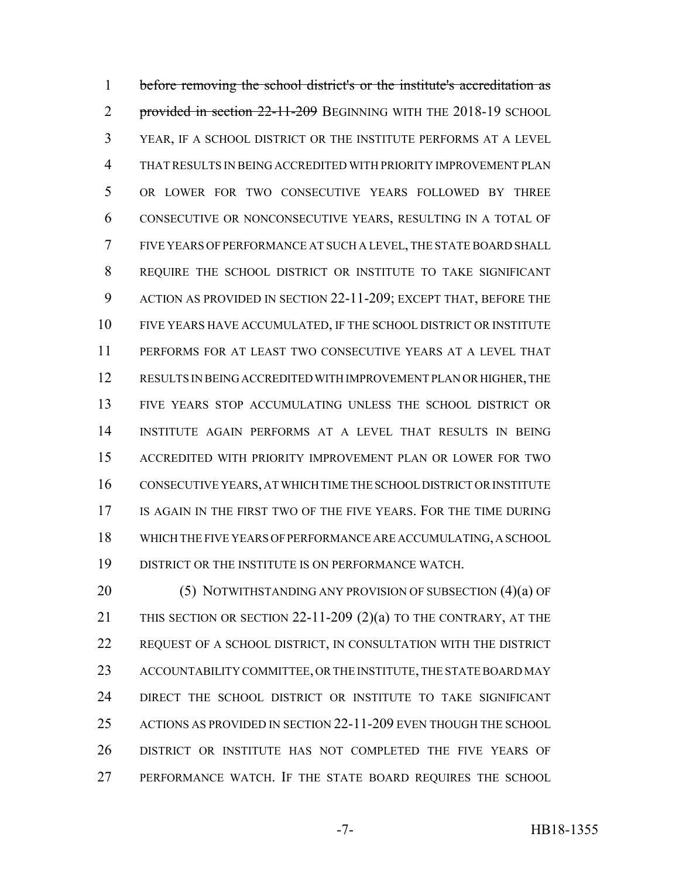before removing the school district's or the institute's accreditation as provided in section 22-11-209 BEGINNING WITH THE 2018-19 SCHOOL YEAR, IF A SCHOOL DISTRICT OR THE INSTITUTE PERFORMS AT A LEVEL THAT RESULTS IN BEING ACCREDITED WITH PRIORITY IMPROVEMENT PLAN OR LOWER FOR TWO CONSECUTIVE YEARS FOLLOWED BY THREE CONSECUTIVE OR NONCONSECUTIVE YEARS, RESULTING IN A TOTAL OF FIVE YEARS OF PERFORMANCE AT SUCH A LEVEL, THE STATE BOARD SHALL REQUIRE THE SCHOOL DISTRICT OR INSTITUTE TO TAKE SIGNIFICANT ACTION AS PROVIDED IN SECTION 22-11-209; EXCEPT THAT, BEFORE THE FIVE YEARS HAVE ACCUMULATED, IF THE SCHOOL DISTRICT OR INSTITUTE PERFORMS FOR AT LEAST TWO CONSECUTIVE YEARS AT A LEVEL THAT RESULTS IN BEING ACCREDITED WITH IMPROVEMENT PLAN OR HIGHER, THE FIVE YEARS STOP ACCUMULATING UNLESS THE SCHOOL DISTRICT OR INSTITUTE AGAIN PERFORMS AT A LEVEL THAT RESULTS IN BEING ACCREDITED WITH PRIORITY IMPROVEMENT PLAN OR LOWER FOR TWO CONSECUTIVE YEARS, AT WHICH TIME THE SCHOOL DISTRICT OR INSTITUTE IS AGAIN IN THE FIRST TWO OF THE FIVE YEARS. FOR THE TIME DURING WHICH THE FIVE YEARS OF PERFORMANCE ARE ACCUMULATING, A SCHOOL DISTRICT OR THE INSTITUTE IS ON PERFORMANCE WATCH.

(5) NOTWITHSTANDING ANY PROVISION OF SUBSECTION (4)(a) OF THIS SECTION OR SECTION 22-11-209 (2)(a) TO THE CONTRARY, AT THE REQUEST OF A SCHOOL DISTRICT, IN CONSULTATION WITH THE DISTRICT ACCOUNTABILITY COMMITTEE, OR THE INSTITUTE, THE STATE BOARD MAY DIRECT THE SCHOOL DISTRICT OR INSTITUTE TO TAKE SIGNIFICANT ACTIONS AS PROVIDED IN SECTION 22-11-209 EVEN THOUGH THE SCHOOL DISTRICT OR INSTITUTE HAS NOT COMPLETED THE FIVE YEARS OF PERFORMANCE WATCH. IF THE STATE BOARD REQUIRES THE SCHOOL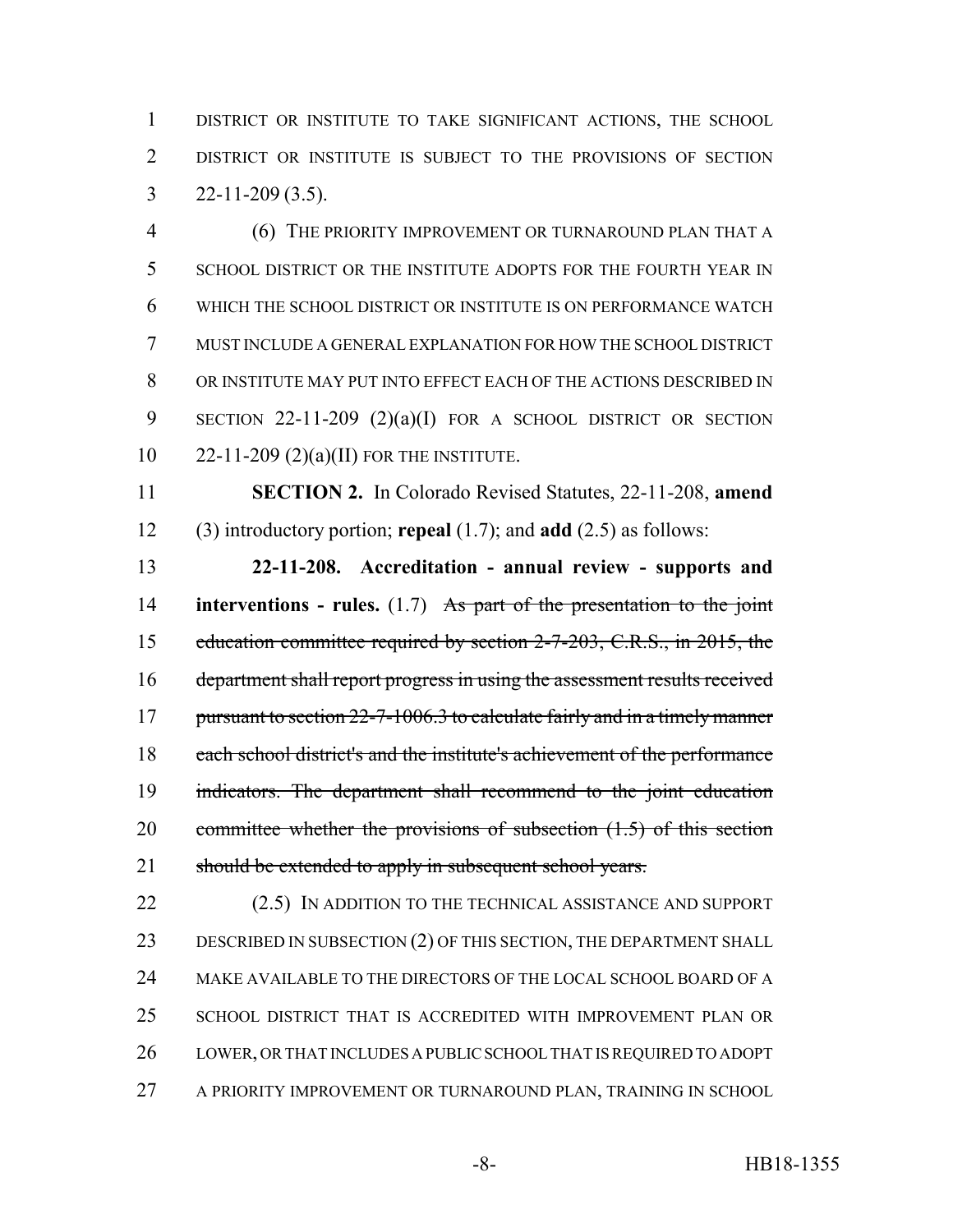DISTRICT OR INSTITUTE TO TAKE SIGNIFICANT ACTIONS, THE SCHOOL DISTRICT OR INSTITUTE IS SUBJECT TO THE PROVISIONS OF SECTION 22-11-209 (3.5).

(6) THE PRIORITY IMPROVEMENT OR TURNAROUND PLAN THAT A SCHOOL DISTRICT OR THE INSTITUTE ADOPTS FOR THE FOURTH YEAR IN WHICH THE SCHOOL DISTRICT OR INSTITUTE IS ON PERFORMANCE WATCH MUST INCLUDE A GENERAL EXPLANATION FOR HOW THE SCHOOL DISTRICT OR INSTITUTE MAY PUT INTO EFFECT EACH OF THE ACTIONS DESCRIBED IN SECTION 22-11-209 (2)(a)(I) FOR A SCHOOL DISTRICT OR SECTION 22-11-209 (2)(a)(II) FOR THE INSTITUTE.

**SECTION 2.** In Colorado Revised Statutes, 22-11-208, **amend** (3) introductory portion; **repeal** (1.7); and **add** (2.5) as follows:

**22-11-208. Accreditation - annual review - supports and interventions - rules.** (1.7) ~~As part of the presentation to the joint education committee required by section 2-7-203, C.R.S., in 2015, the department shall report progress in using the assessment results received pursuant to section 22-7-1006.3 to calculate fairly and in a timely manner each school district's and the institute's achievement of the performance indicators. The department shall recommend to the joint education committee whether the provisions of subsection (1.5) of this section should be extended to apply in subsequent school years.~~

(2.5) IN ADDITION TO THE TECHNICAL ASSISTANCE AND SUPPORT DESCRIBED IN SUBSECTION (2) OF THIS SECTION, THE DEPARTMENT SHALL MAKE AVAILABLE TO THE DIRECTORS OF THE LOCAL SCHOOL BOARD OF A SCHOOL DISTRICT THAT IS ACCREDITED WITH IMPROVEMENT PLAN OR LOWER, OR THAT INCLUDES A PUBLIC SCHOOL THAT IS REQUIRED TO ADOPT A PRIORITY IMPROVEMENT OR TURNAROUND PLAN, TRAINING IN SCHOOL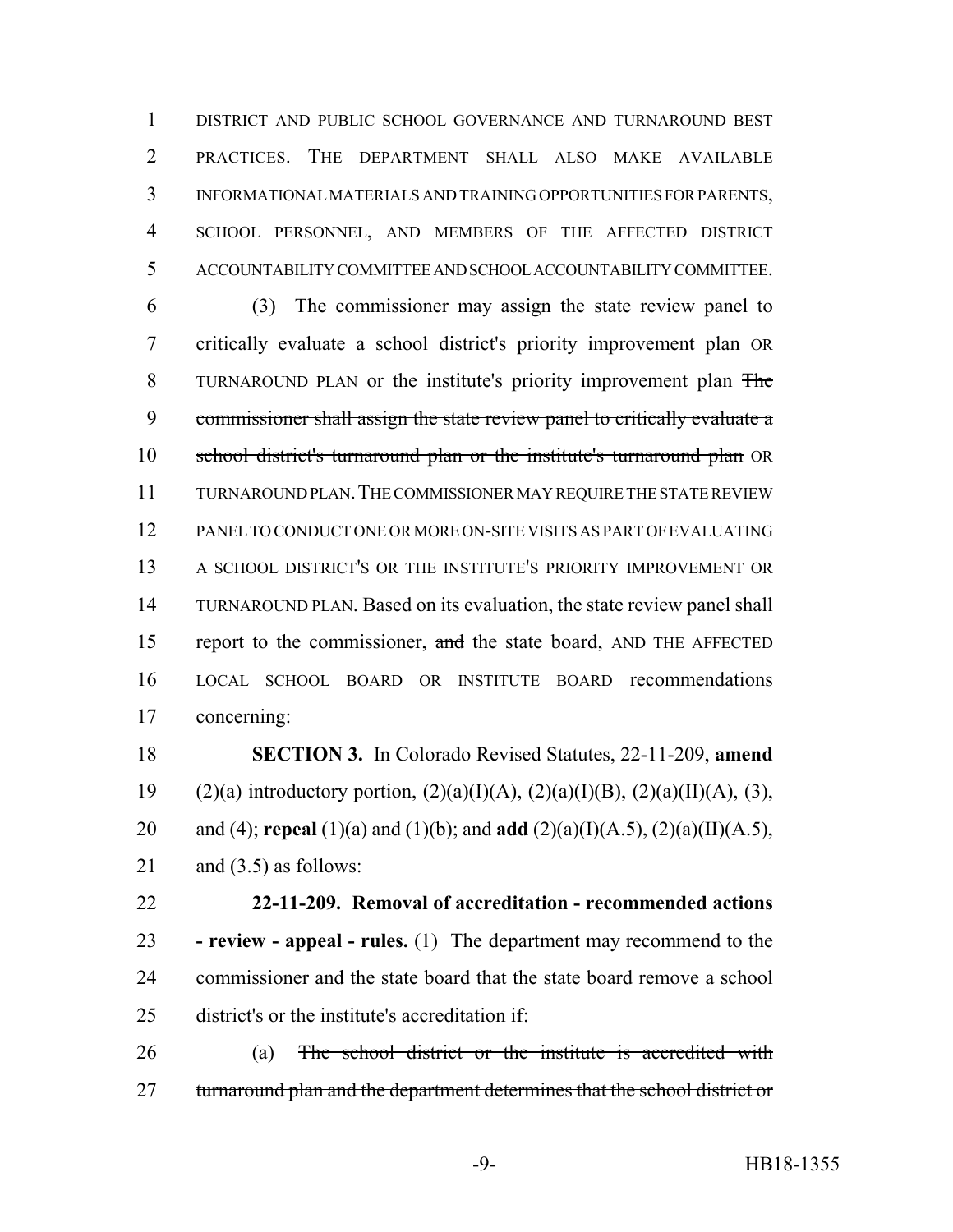DISTRICT AND PUBLIC SCHOOL GOVERNANCE AND TURNAROUND BEST PRACTICES. THE DEPARTMENT SHALL ALSO MAKE AVAILABLE INFORMATIONAL MATERIALS AND TRAINING OPPORTUNITIES FOR PARENTS, SCHOOL PERSONNEL, AND MEMBERS OF THE AFFECTED DISTRICT ACCOUNTABILITY COMMITTEE AND SCHOOL ACCOUNTABILITY COMMITTEE.

(3) The commissioner may assign the state review panel to critically evaluate a school district's priority improvement plan OR TURNAROUND PLAN or the institute's priority improvement plan ~~The commissioner shall assign the state review panel to critically evaluate a school district's turnaround plan or the institute's turnaround plan~~ OR TURNAROUND PLAN. THE COMMISSIONER MAY REQUIRE THE STATE REVIEW PANEL TO CONDUCT ONE OR MORE ON-SITE VISITS AS PART OF EVALUATING A SCHOOL DISTRICT'S OR THE INSTITUTE'S PRIORITY IMPROVEMENT OR TURNAROUND PLAN. Based on its evaluation, the state review panel shall report to the commissioner, ~~and~~ the state board, AND THE AFFECTED LOCAL SCHOOL BOARD OR INSTITUTE BOARD recommendations concerning:

**SECTION 3.** In Colorado Revised Statutes, 22-11-209, **amend** (2)(a) introductory portion, (2)(a)(I)(A), (2)(a)(I)(B), (2)(a)(II)(A), (3), and (4); **repeal** (1)(a) and (1)(b); and **add** (2)(a)(I)(A.5), (2)(a)(II)(A.5), and (3.5) as follows:

**22-11-209. Removal of accreditation - recommended actions - review - appeal - rules.** (1) The department may recommend to the commissioner and the state board that the state board remove a school district's or the institute's accreditation if:

(a) ~~The school district or the institute is accredited with turnaround plan and the department determines that the school district or~~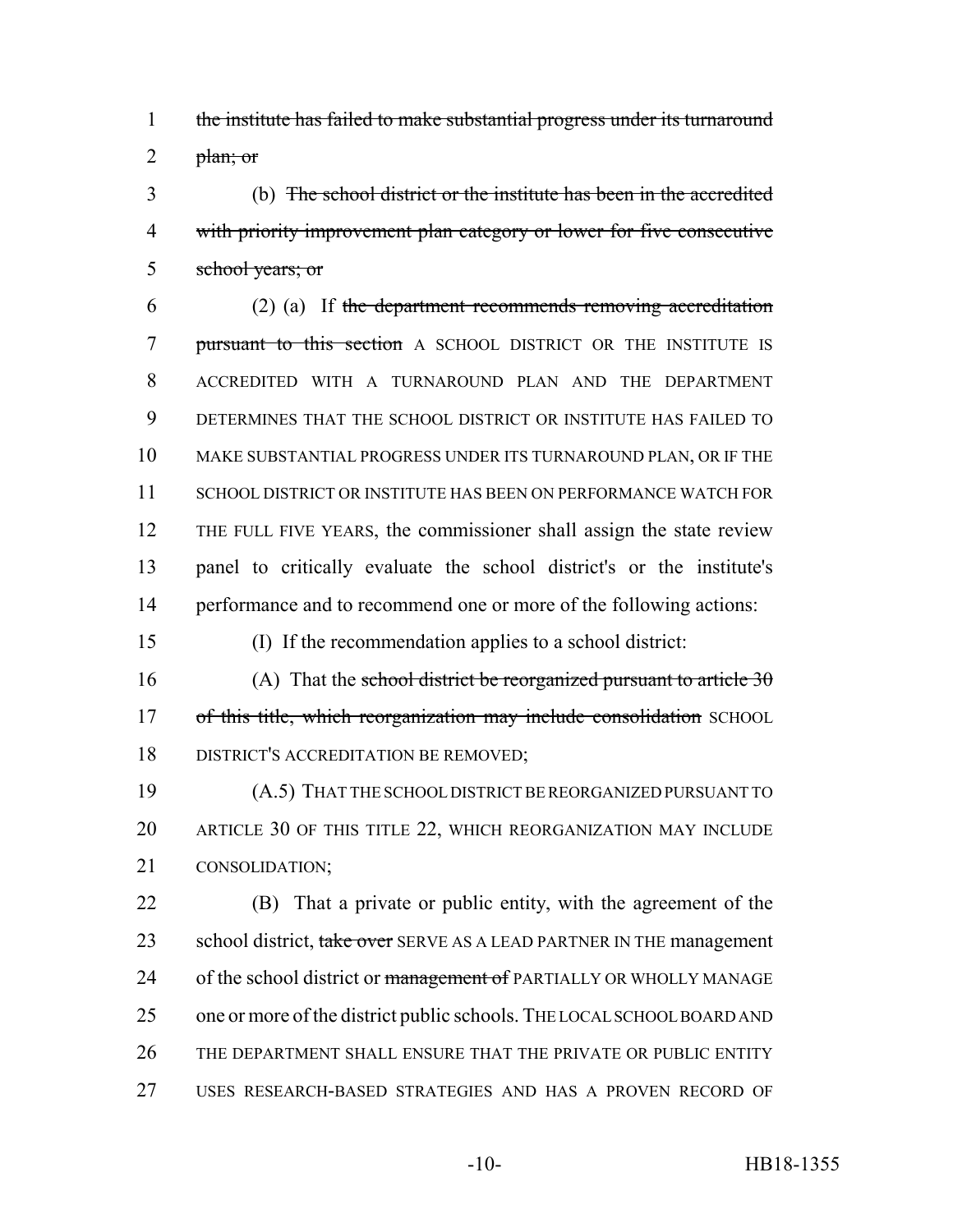~~the institute has failed to make substantial progress under its turnaround plan; or~~

(b) ~~The school district or the institute has been in the accredited with priority improvement plan category or lower for five consecutive school years; or~~

(2) (a) If ~~the department recommends removing accreditation pursuant to this section~~ A SCHOOL DISTRICT OR THE INSTITUTE IS ACCREDITED WITH A TURNAROUND PLAN AND THE DEPARTMENT DETERMINES THAT THE SCHOOL DISTRICT OR INSTITUTE HAS FAILED TO MAKE SUBSTANTIAL PROGRESS UNDER ITS TURNAROUND PLAN, OR IF THE SCHOOL DISTRICT OR INSTITUTE HAS BEEN ON PERFORMANCE WATCH FOR THE FULL FIVE YEARS, the commissioner shall assign the state review panel to critically evaluate the school district's or the institute's performance and to recommend one or more of the following actions:

(I) If the recommendation applies to a school district:

(A) That the ~~school district be reorganized pursuant to article 30 of this title, which reorganization may include consolidation~~ SCHOOL DISTRICT'S ACCREDITATION BE REMOVED;

(A.5) THAT THE SCHOOL DISTRICT BE REORGANIZED PURSUANT TO ARTICLE 30 OF THIS TITLE 22, WHICH REORGANIZATION MAY INCLUDE CONSOLIDATION;

(B) That a private or public entity, with the agreement of the school district, ~~take over~~ SERVE AS A LEAD PARTNER IN THE management of the school district or ~~management of~~ PARTIALLY OR WHOLLY MANAGE one or more of the district public schools. THE LOCAL SCHOOL BOARD AND THE DEPARTMENT SHALL ENSURE THAT THE PRIVATE OR PUBLIC ENTITY USES RESEARCH-BASED STRATEGIES AND HAS A PROVEN RECORD OF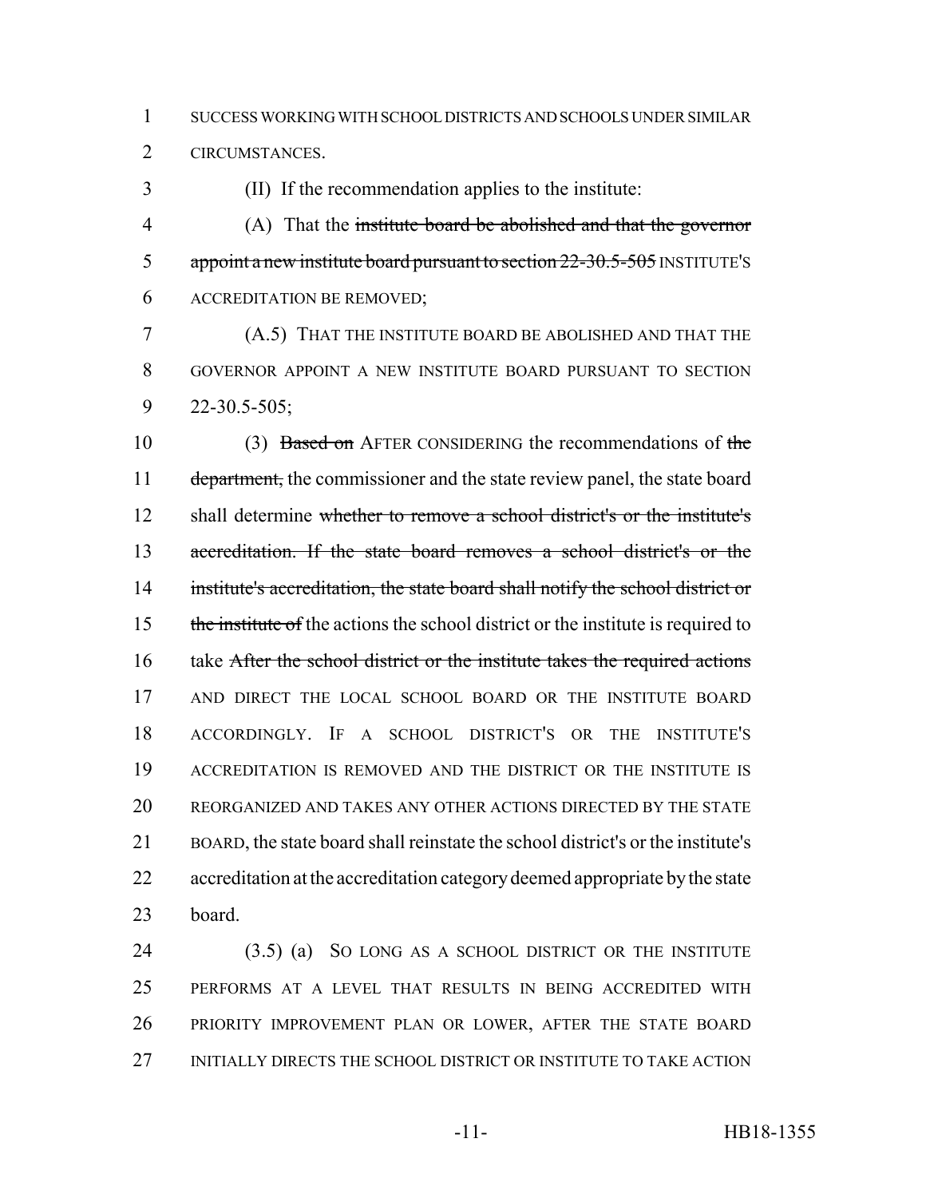SUCCESS WORKING WITH SCHOOL DISTRICTS AND SCHOOLS UNDER SIMILAR CIRCUMSTANCES.

(II) If the recommendation applies to the institute:

(A) That the ~~institute board be abolished and that the governor appoint a new institute board pursuant to section 22-30.5-505~~ INSTITUTE'S ACCREDITATION BE REMOVED;

(A.5) THAT THE INSTITUTE BOARD BE ABOLISHED AND THAT THE GOVERNOR APPOINT A NEW INSTITUTE BOARD PURSUANT TO SECTION 22-30.5-505;

(3) ~~Based on~~ AFTER CONSIDERING the recommendations of ~~the department,~~ the commissioner and the state review panel, the state board shall determine ~~whether to remove a school district's or the institute's accreditation. If the state board removes a school district's or the institute's accreditation, the state board shall notify the school district or the institute of~~ the actions the school district or the institute is required to take ~~After the school district or the institute takes the required actions~~ AND DIRECT THE LOCAL SCHOOL BOARD OR THE INSTITUTE BOARD ACCORDINGLY. IF A SCHOOL DISTRICT'S OR THE INSTITUTE'S ACCREDITATION IS REMOVED AND THE DISTRICT OR THE INSTITUTE IS REORGANIZED AND TAKES ANY OTHER ACTIONS DIRECTED BY THE STATE BOARD, the state board shall reinstate the school district's or the institute's accreditation at the accreditation category deemed appropriate by the state board.

(3.5) (a) SO LONG AS A SCHOOL DISTRICT OR THE INSTITUTE PERFORMS AT A LEVEL THAT RESULTS IN BEING ACCREDITED WITH PRIORITY IMPROVEMENT PLAN OR LOWER, AFTER THE STATE BOARD INITIALLY DIRECTS THE SCHOOL DISTRICT OR INSTITUTE TO TAKE ACTION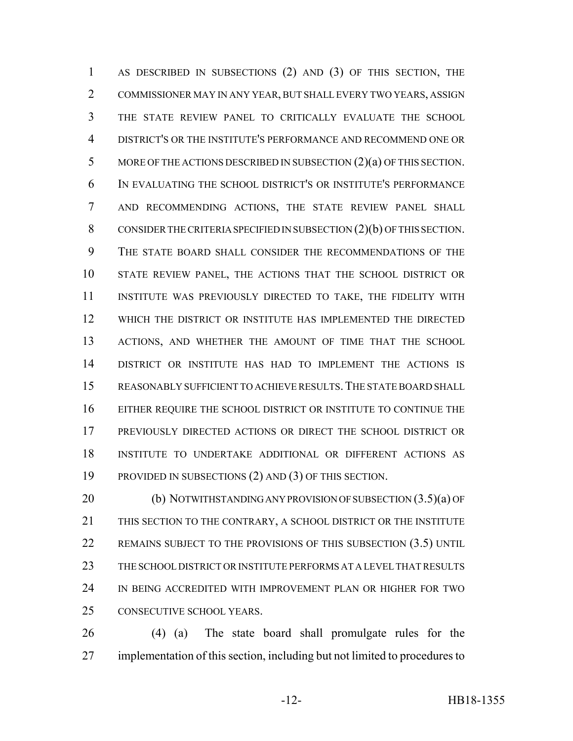AS DESCRIBED IN SUBSECTIONS (2) AND (3) OF THIS SECTION, THE COMMISSIONER MAY IN ANY YEAR, BUT SHALL EVERY TWO YEARS, ASSIGN THE STATE REVIEW PANEL TO CRITICALLY EVALUATE THE SCHOOL DISTRICT'S OR THE INSTITUTE'S PERFORMANCE AND RECOMMEND ONE OR MORE OF THE ACTIONS DESCRIBED IN SUBSECTION (2)(a) OF THIS SECTION. IN EVALUATING THE SCHOOL DISTRICT'S OR INSTITUTE'S PERFORMANCE AND RECOMMENDING ACTIONS, THE STATE REVIEW PANEL SHALL CONSIDER THE CRITERIA SPECIFIED IN SUBSECTION (2)(b) OF THIS SECTION. THE STATE BOARD SHALL CONSIDER THE RECOMMENDATIONS OF THE STATE REVIEW PANEL, THE ACTIONS THAT THE SCHOOL DISTRICT OR INSTITUTE WAS PREVIOUSLY DIRECTED TO TAKE, THE FIDELITY WITH WHICH THE DISTRICT OR INSTITUTE HAS IMPLEMENTED THE DIRECTED ACTIONS, AND WHETHER THE AMOUNT OF TIME THAT THE SCHOOL DISTRICT OR INSTITUTE HAS HAD TO IMPLEMENT THE ACTIONS IS REASONABLY SUFFICIENT TO ACHIEVE RESULTS. THE STATE BOARD SHALL EITHER REQUIRE THE SCHOOL DISTRICT OR INSTITUTE TO CONTINUE THE PREVIOUSLY DIRECTED ACTIONS OR DIRECT THE SCHOOL DISTRICT OR INSTITUTE TO UNDERTAKE ADDITIONAL OR DIFFERENT ACTIONS AS PROVIDED IN SUBSECTIONS (2) AND (3) OF THIS SECTION.

(b) NOTWITHSTANDING ANY PROVISION OF SUBSECTION (3.5)(a) OF THIS SECTION TO THE CONTRARY, A SCHOOL DISTRICT OR THE INSTITUTE REMAINS SUBJECT TO THE PROVISIONS OF THIS SUBSECTION (3.5) UNTIL THE SCHOOL DISTRICT OR INSTITUTE PERFORMS AT A LEVEL THAT RESULTS IN BEING ACCREDITED WITH IMPROVEMENT PLAN OR HIGHER FOR TWO CONSECUTIVE SCHOOL YEARS.

(4) (a) The state board shall promulgate rules for the implementation of this section, including but not limited to procedures to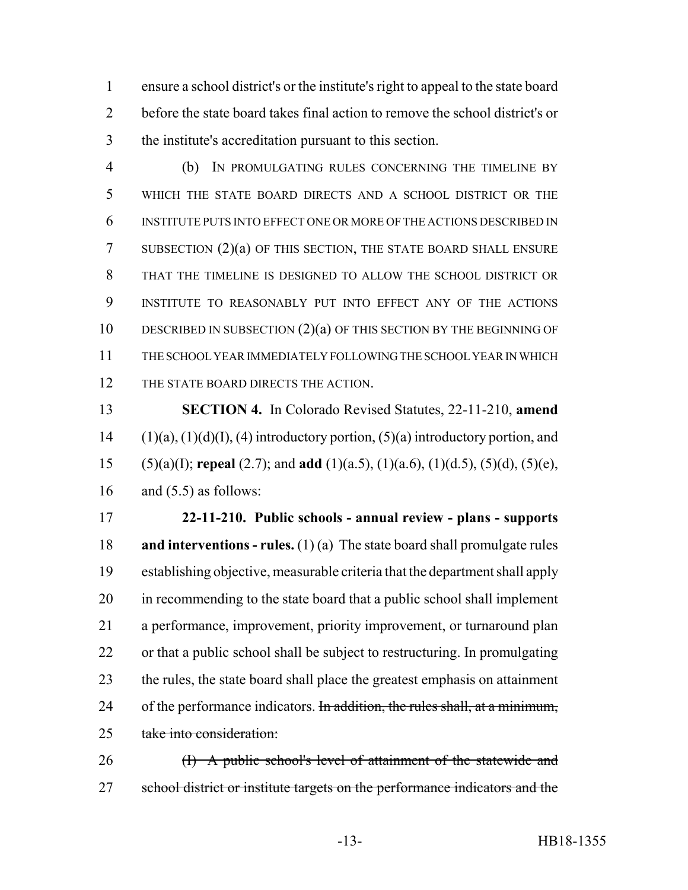ensure a school district's or the institute's right to appeal to the state board before the state board takes final action to remove the school district's or the institute's accreditation pursuant to this section.

(b) IN PROMULGATING RULES CONCERNING THE TIMELINE BY WHICH THE STATE BOARD DIRECTS AND A SCHOOL DISTRICT OR THE INSTITUTE PUTS INTO EFFECT ONE OR MORE OF THE ACTIONS DESCRIBED IN SUBSECTION (2)(a) OF THIS SECTION, THE STATE BOARD SHALL ENSURE THAT THE TIMELINE IS DESIGNED TO ALLOW THE SCHOOL DISTRICT OR INSTITUTE TO REASONABLY PUT INTO EFFECT ANY OF THE ACTIONS DESCRIBED IN SUBSECTION (2)(a) OF THIS SECTION BY THE BEGINNING OF THE SCHOOL YEAR IMMEDIATELY FOLLOWING THE SCHOOL YEAR IN WHICH THE STATE BOARD DIRECTS THE ACTION.

**SECTION 4.** In Colorado Revised Statutes, 22-11-210, **amend** (1)(a), (1)(d)(I), (4) introductory portion, (5)(a) introductory portion, and (5)(a)(I); **repeal** (2.7); and **add** (1)(a.5), (1)(a.6), (1)(d.5), (5)(d), (5)(e), and (5.5) as follows:

**22-11-210. Public schools - annual review - plans - supports and interventions - rules.** (1) (a) The state board shall promulgate rules establishing objective, measurable criteria that the department shall apply in recommending to the state board that a public school shall implement a performance, improvement, priority improvement, or turnaround plan or that a public school shall be subject to restructuring. In promulgating the rules, the state board shall place the greatest emphasis on attainment of the performance indicators. ~~In addition, the rules shall, at a minimum, take into consideration:~~

~~(I) A public school's level of attainment of the statewide and school district or institute targets on the performance indicators and the~~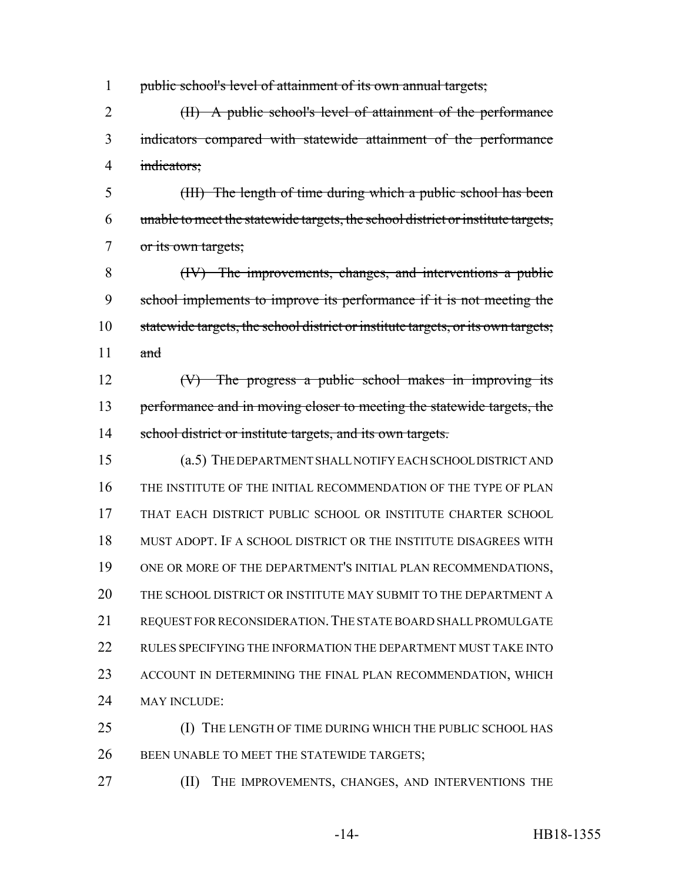~~public school's level of attainment of its own annual targets;~~

~~(II) A public school's level of attainment of the performance indicators compared with statewide attainment of the performance indicators;~~

~~(III) The length of time during which a public school has been unable to meet the statewide targets, the school district or institute targets, or its own targets;~~

~~(IV) The improvements, changes, and interventions a public school implements to improve its performance if it is not meeting the statewide targets, the school district or institute targets, or its own targets; and~~

~~(V) The progress a public school makes in improving its performance and in moving closer to meeting the statewide targets, the school district or institute targets, and its own targets.~~

(a.5) THE DEPARTMENT SHALL NOTIFY EACH SCHOOL DISTRICT AND THE INSTITUTE OF THE INITIAL RECOMMENDATION OF THE TYPE OF PLAN THAT EACH DISTRICT PUBLIC SCHOOL OR INSTITUTE CHARTER SCHOOL MUST ADOPT. IF A SCHOOL DISTRICT OR THE INSTITUTE DISAGREES WITH ONE OR MORE OF THE DEPARTMENT'S INITIAL PLAN RECOMMENDATIONS, THE SCHOOL DISTRICT OR INSTITUTE MAY SUBMIT TO THE DEPARTMENT A REQUEST FOR RECONSIDERATION. THE STATE BOARD SHALL PROMULGATE RULES SPECIFYING THE INFORMATION THE DEPARTMENT MUST TAKE INTO ACCOUNT IN DETERMINING THE FINAL PLAN RECOMMENDATION, WHICH MAY INCLUDE:

(I) THE LENGTH OF TIME DURING WHICH THE PUBLIC SCHOOL HAS BEEN UNABLE TO MEET THE STATEWIDE TARGETS;

(II) THE IMPROVEMENTS, CHANGES, AND INTERVENTIONS THE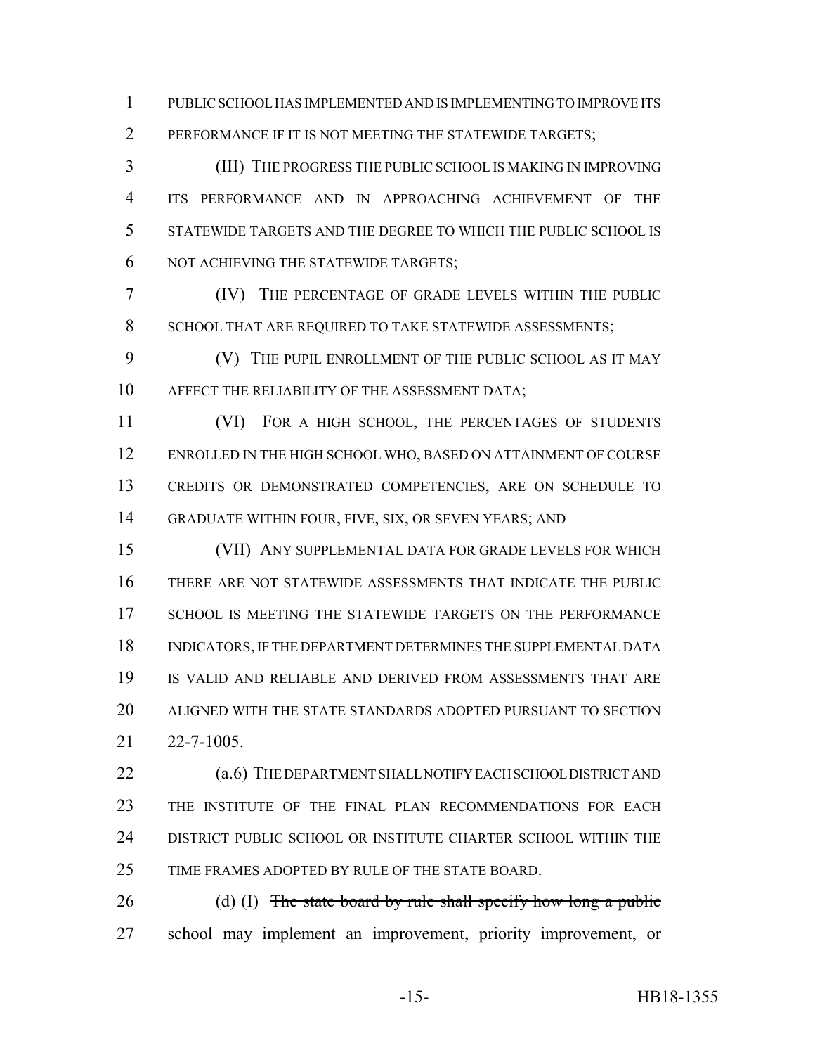PUBLIC SCHOOL HAS IMPLEMENTED AND IS IMPLEMENTING TO IMPROVE ITS PERFORMANCE IF IT IS NOT MEETING THE STATEWIDE TARGETS;

(III) THE PROGRESS THE PUBLIC SCHOOL IS MAKING IN IMPROVING ITS PERFORMANCE AND IN APPROACHING ACHIEVEMENT OF THE STATEWIDE TARGETS AND THE DEGREE TO WHICH THE PUBLIC SCHOOL IS NOT ACHIEVING THE STATEWIDE TARGETS;

(IV) THE PERCENTAGE OF GRADE LEVELS WITHIN THE PUBLIC SCHOOL THAT ARE REQUIRED TO TAKE STATEWIDE ASSESSMENTS;

(V) THE PUPIL ENROLLMENT OF THE PUBLIC SCHOOL AS IT MAY AFFECT THE RELIABILITY OF THE ASSESSMENT DATA;

(VI) FOR A HIGH SCHOOL, THE PERCENTAGES OF STUDENTS ENROLLED IN THE HIGH SCHOOL WHO, BASED ON ATTAINMENT OF COURSE CREDITS OR DEMONSTRATED COMPETENCIES, ARE ON SCHEDULE TO GRADUATE WITHIN FOUR, FIVE, SIX, OR SEVEN YEARS; AND

(VII) ANY SUPPLEMENTAL DATA FOR GRADE LEVELS FOR WHICH THERE ARE NOT STATEWIDE ASSESSMENTS THAT INDICATE THE PUBLIC SCHOOL IS MEETING THE STATEWIDE TARGETS ON THE PERFORMANCE INDICATORS, IF THE DEPARTMENT DETERMINES THE SUPPLEMENTAL DATA IS VALID AND RELIABLE AND DERIVED FROM ASSESSMENTS THAT ARE ALIGNED WITH THE STATE STANDARDS ADOPTED PURSUANT TO SECTION 22-7-1005.

(a.6) THE DEPARTMENT SHALL NOTIFY EACH SCHOOL DISTRICT AND THE INSTITUTE OF THE FINAL PLAN RECOMMENDATIONS FOR EACH DISTRICT PUBLIC SCHOOL OR INSTITUTE CHARTER SCHOOL WITHIN THE TIME FRAMES ADOPTED BY RULE OF THE STATE BOARD.

(d) (I) ~~The state board by rule shall specify how long a public school may implement an improvement, priority improvement, or~~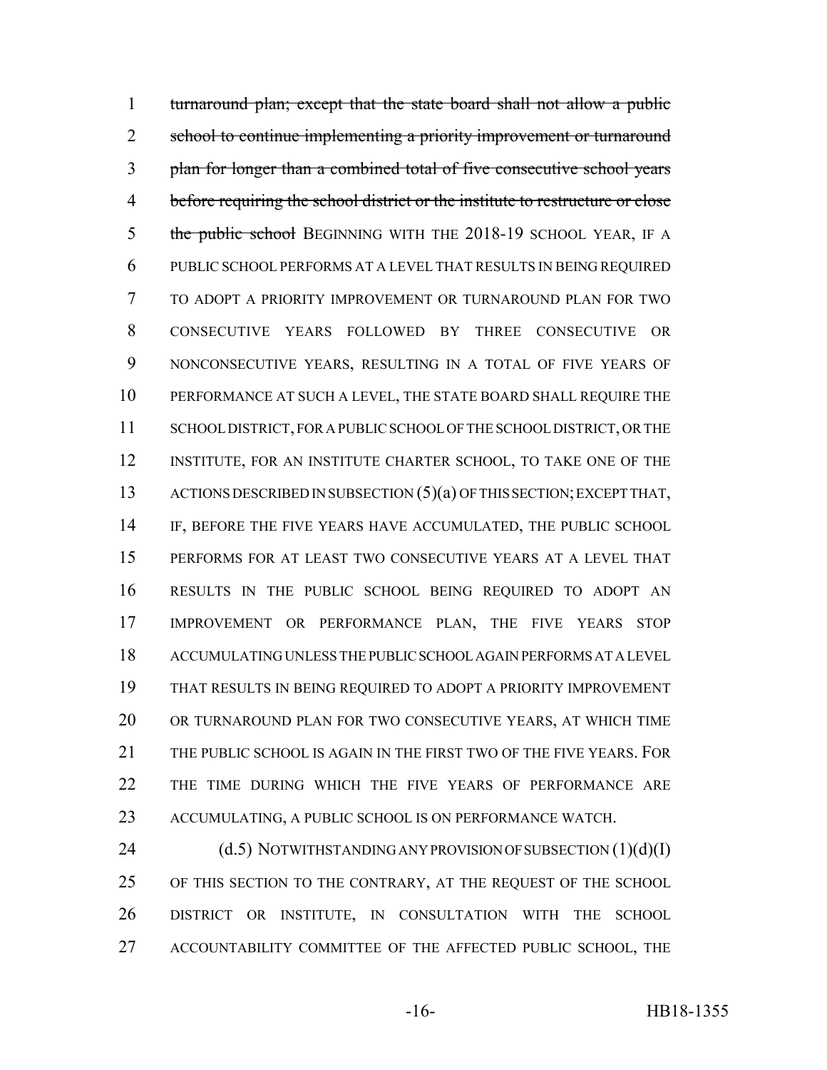~~turnaround plan; except that the state board shall not allow a public school to continue implementing a priority improvement or turnaround plan for longer than a combined total of five consecutive school years before requiring the school district or the institute to restructure or close the public school~~ BEGINNING WITH THE 2018-19 SCHOOL YEAR, IF A PUBLIC SCHOOL PERFORMS AT A LEVEL THAT RESULTS IN BEING REQUIRED TO ADOPT A PRIORITY IMPROVEMENT OR TURNAROUND PLAN FOR TWO CONSECUTIVE YEARS FOLLOWED BY THREE CONSECUTIVE OR NONCONSECUTIVE YEARS, RESULTING IN A TOTAL OF FIVE YEARS OF PERFORMANCE AT SUCH A LEVEL, THE STATE BOARD SHALL REQUIRE THE SCHOOL DISTRICT, FOR A PUBLIC SCHOOL OF THE SCHOOL DISTRICT, OR THE INSTITUTE, FOR AN INSTITUTE CHARTER SCHOOL, TO TAKE ONE OF THE ACTIONS DESCRIBED IN SUBSECTION (5)(a) OF THIS SECTION; EXCEPT THAT, IF, BEFORE THE FIVE YEARS HAVE ACCUMULATED, THE PUBLIC SCHOOL PERFORMS FOR AT LEAST TWO CONSECUTIVE YEARS AT A LEVEL THAT RESULTS IN THE PUBLIC SCHOOL BEING REQUIRED TO ADOPT AN IMPROVEMENT OR PERFORMANCE PLAN, THE FIVE YEARS STOP ACCUMULATING UNLESS THE PUBLIC SCHOOL AGAIN PERFORMS AT A LEVEL THAT RESULTS IN BEING REQUIRED TO ADOPT A PRIORITY IMPROVEMENT OR TURNAROUND PLAN FOR TWO CONSECUTIVE YEARS, AT WHICH TIME THE PUBLIC SCHOOL IS AGAIN IN THE FIRST TWO OF THE FIVE YEARS. FOR THE TIME DURING WHICH THE FIVE YEARS OF PERFORMANCE ARE ACCUMULATING, A PUBLIC SCHOOL IS ON PERFORMANCE WATCH.

(d.5) NOTWITHSTANDING ANY PROVISION OF SUBSECTION (1)(d)(I) OF THIS SECTION TO THE CONTRARY, AT THE REQUEST OF THE SCHOOL DISTRICT OR INSTITUTE, IN CONSULTATION WITH THE SCHOOL ACCOUNTABILITY COMMITTEE OF THE AFFECTED PUBLIC SCHOOL, THE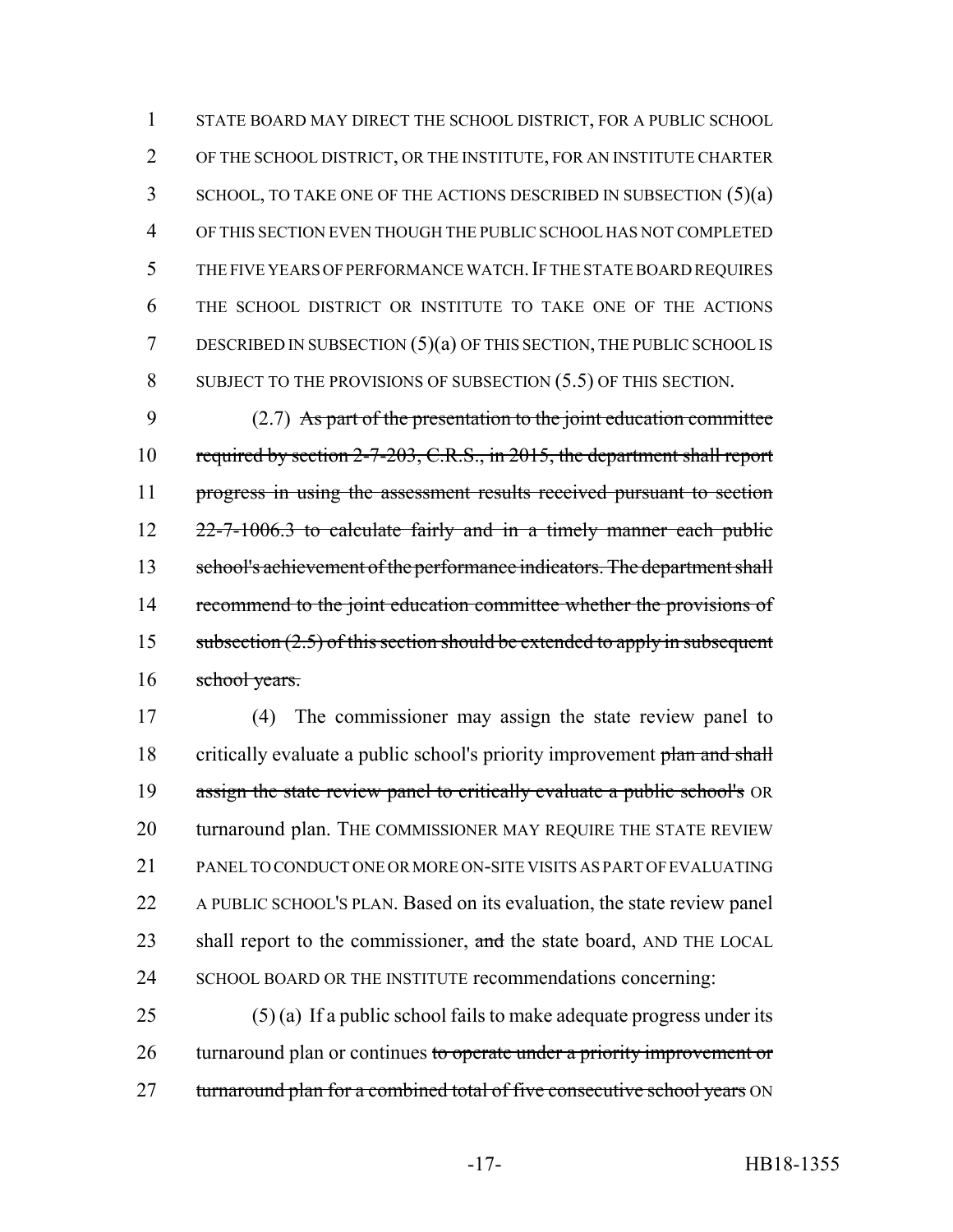STATE BOARD MAY DIRECT THE SCHOOL DISTRICT, FOR A PUBLIC SCHOOL OF THE SCHOOL DISTRICT, OR THE INSTITUTE, FOR AN INSTITUTE CHARTER SCHOOL, TO TAKE ONE OF THE ACTIONS DESCRIBED IN SUBSECTION (5)(a) OF THIS SECTION EVEN THOUGH THE PUBLIC SCHOOL HAS NOT COMPLETED THE FIVE YEARS OF PERFORMANCE WATCH. IF THE STATE BOARD REQUIRES THE SCHOOL DISTRICT OR INSTITUTE TO TAKE ONE OF THE ACTIONS DESCRIBED IN SUBSECTION (5)(a) OF THIS SECTION, THE PUBLIC SCHOOL IS SUBJECT TO THE PROVISIONS OF SUBSECTION (5.5) OF THIS SECTION.

(2.7) ~~As part of the presentation to the joint education committee required by section 2-7-203, C.R.S., in 2015, the department shall report progress in using the assessment results received pursuant to section 22-7-1006.3 to calculate fairly and in a timely manner each public school's achievement of the performance indicators. The department shall recommend to the joint education committee whether the provisions of subsection (2.5) of this section should be extended to apply in subsequent school years.~~

(4) The commissioner may assign the state review panel to critically evaluate a public school's priority improvement ~~plan and shall assign the state review panel to critically evaluate a public school's~~ OR turnaround plan. THE COMMISSIONER MAY REQUIRE THE STATE REVIEW PANEL TO CONDUCT ONE OR MORE ON-SITE VISITS AS PART OF EVALUATING A PUBLIC SCHOOL'S PLAN. Based on its evaluation, the state review panel shall report to the commissioner, ~~and~~ the state board, AND THE LOCAL SCHOOL BOARD OR THE INSTITUTE recommendations concerning:

(5) (a) If a public school fails to make adequate progress under its turnaround plan or continues ~~to operate under a priority improvement or turnaround plan for a combined total of five consecutive school years~~ ON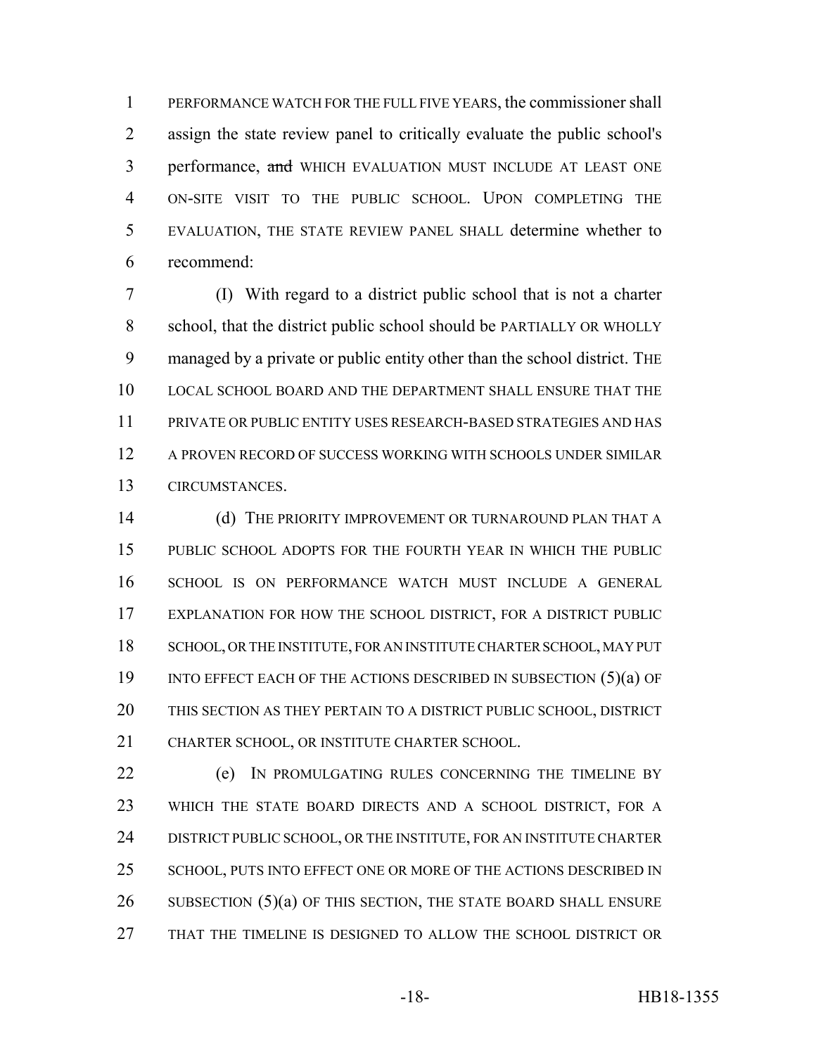PERFORMANCE WATCH FOR THE FULL FIVE YEARS, the commissioner shall assign the state review panel to critically evaluate the public school's performance, ~~and~~ WHICH EVALUATION MUST INCLUDE AT LEAST ONE ON-SITE VISIT TO THE PUBLIC SCHOOL. UPON COMPLETING THE EVALUATION, THE STATE REVIEW PANEL SHALL determine whether to recommend:

(I) With regard to a district public school that is not a charter school, that the district public school should be PARTIALLY OR WHOLLY managed by a private or public entity other than the school district. THE LOCAL SCHOOL BOARD AND THE DEPARTMENT SHALL ENSURE THAT THE PRIVATE OR PUBLIC ENTITY USES RESEARCH-BASED STRATEGIES AND HAS A PROVEN RECORD OF SUCCESS WORKING WITH SCHOOLS UNDER SIMILAR CIRCUMSTANCES.

(d) THE PRIORITY IMPROVEMENT OR TURNAROUND PLAN THAT A PUBLIC SCHOOL ADOPTS FOR THE FOURTH YEAR IN WHICH THE PUBLIC SCHOOL IS ON PERFORMANCE WATCH MUST INCLUDE A GENERAL EXPLANATION FOR HOW THE SCHOOL DISTRICT, FOR A DISTRICT PUBLIC SCHOOL, OR THE INSTITUTE, FOR AN INSTITUTE CHARTER SCHOOL, MAY PUT INTO EFFECT EACH OF THE ACTIONS DESCRIBED IN SUBSECTION (5)(a) OF THIS SECTION AS THEY PERTAIN TO A DISTRICT PUBLIC SCHOOL, DISTRICT CHARTER SCHOOL, OR INSTITUTE CHARTER SCHOOL.

(e) IN PROMULGATING RULES CONCERNING THE TIMELINE BY WHICH THE STATE BOARD DIRECTS AND A SCHOOL DISTRICT, FOR A DISTRICT PUBLIC SCHOOL, OR THE INSTITUTE, FOR AN INSTITUTE CHARTER SCHOOL, PUTS INTO EFFECT ONE OR MORE OF THE ACTIONS DESCRIBED IN SUBSECTION (5)(a) OF THIS SECTION, THE STATE BOARD SHALL ENSURE THAT THE TIMELINE IS DESIGNED TO ALLOW THE SCHOOL DISTRICT OR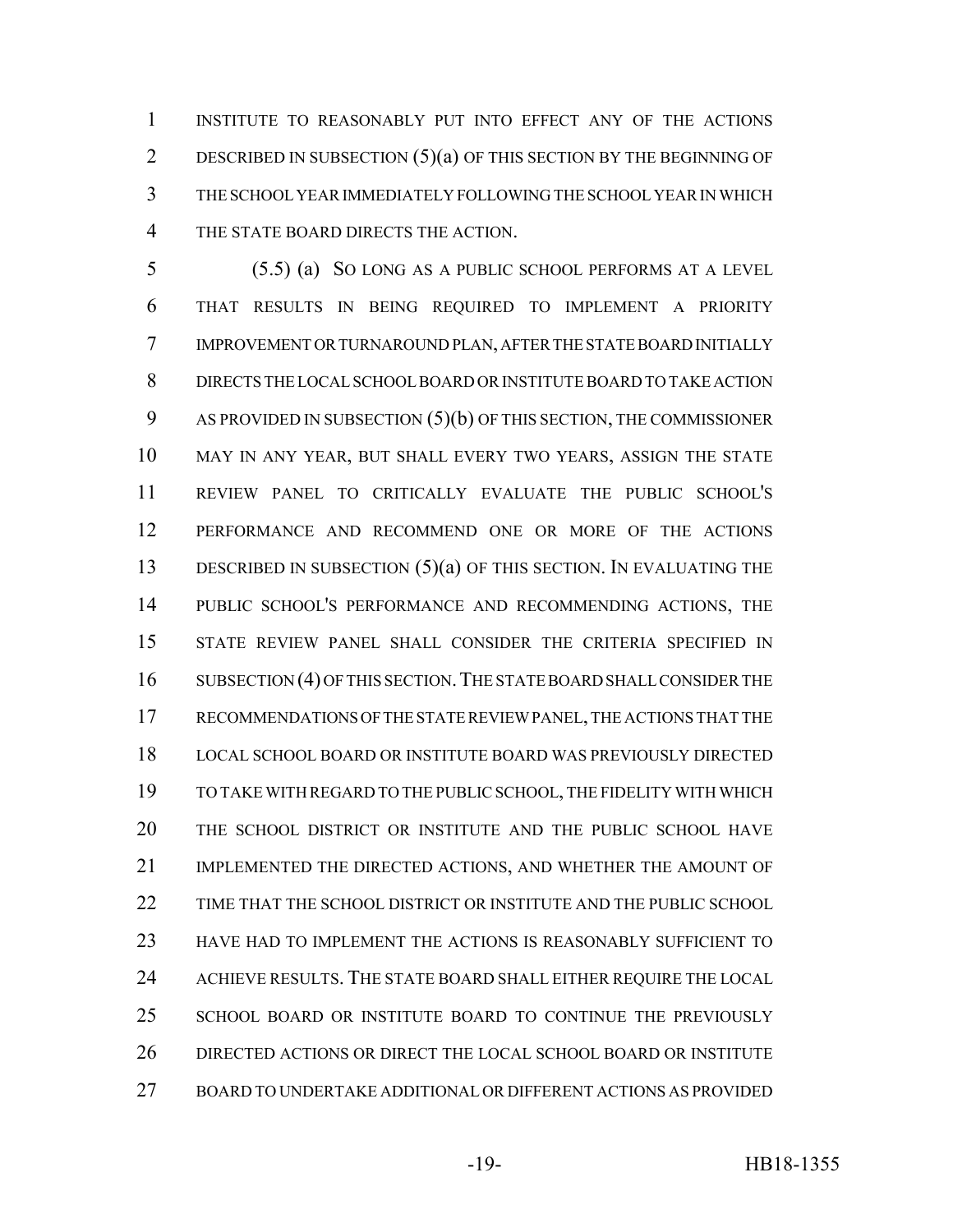INSTITUTE TO REASONABLY PUT INTO EFFECT ANY OF THE ACTIONS DESCRIBED IN SUBSECTION (5)(a) OF THIS SECTION BY THE BEGINNING OF THE SCHOOL YEAR IMMEDIATELY FOLLOWING THE SCHOOL YEAR IN WHICH THE STATE BOARD DIRECTS THE ACTION.

(5.5) (a) SO LONG AS A PUBLIC SCHOOL PERFORMS AT A LEVEL THAT RESULTS IN BEING REQUIRED TO IMPLEMENT A PRIORITY IMPROVEMENT OR TURNAROUND PLAN, AFTER THE STATE BOARD INITIALLY DIRECTS THE LOCAL SCHOOL BOARD OR INSTITUTE BOARD TO TAKE ACTION AS PROVIDED IN SUBSECTION (5)(b) OF THIS SECTION, THE COMMISSIONER MAY IN ANY YEAR, BUT SHALL EVERY TWO YEARS, ASSIGN THE STATE REVIEW PANEL TO CRITICALLY EVALUATE THE PUBLIC SCHOOL'S PERFORMANCE AND RECOMMEND ONE OR MORE OF THE ACTIONS DESCRIBED IN SUBSECTION (5)(a) OF THIS SECTION. IN EVALUATING THE PUBLIC SCHOOL'S PERFORMANCE AND RECOMMENDING ACTIONS, THE STATE REVIEW PANEL SHALL CONSIDER THE CRITERIA SPECIFIED IN SUBSECTION (4) OF THIS SECTION. THE STATE BOARD SHALL CONSIDER THE RECOMMENDATIONS OF THE STATE REVIEW PANEL, THE ACTIONS THAT THE LOCAL SCHOOL BOARD OR INSTITUTE BOARD WAS PREVIOUSLY DIRECTED TO TAKE WITH REGARD TO THE PUBLIC SCHOOL, THE FIDELITY WITH WHICH THE SCHOOL DISTRICT OR INSTITUTE AND THE PUBLIC SCHOOL HAVE IMPLEMENTED THE DIRECTED ACTIONS, AND WHETHER THE AMOUNT OF TIME THAT THE SCHOOL DISTRICT OR INSTITUTE AND THE PUBLIC SCHOOL HAVE HAD TO IMPLEMENT THE ACTIONS IS REASONABLY SUFFICIENT TO ACHIEVE RESULTS. THE STATE BOARD SHALL EITHER REQUIRE THE LOCAL SCHOOL BOARD OR INSTITUTE BOARD TO CONTINUE THE PREVIOUSLY DIRECTED ACTIONS OR DIRECT THE LOCAL SCHOOL BOARD OR INSTITUTE BOARD TO UNDERTAKE ADDITIONAL OR DIFFERENT ACTIONS AS PROVIDED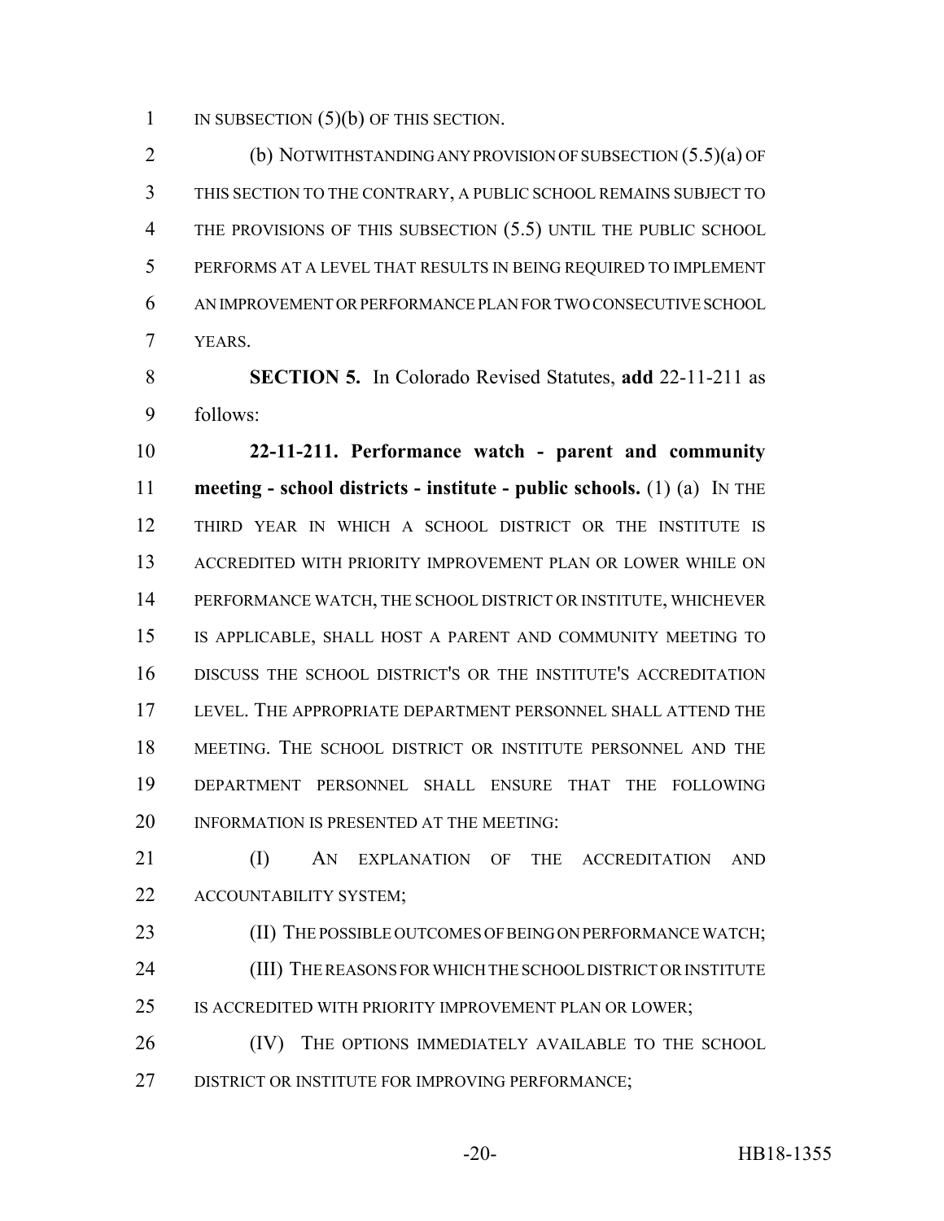IN SUBSECTION (5)(b) OF THIS SECTION.

(b) NOTWITHSTANDING ANY PROVISION OF SUBSECTION (5.5)(a) OF THIS SECTION TO THE CONTRARY, A PUBLIC SCHOOL REMAINS SUBJECT TO THE PROVISIONS OF THIS SUBSECTION (5.5) UNTIL THE PUBLIC SCHOOL PERFORMS AT A LEVEL THAT RESULTS IN BEING REQUIRED TO IMPLEMENT AN IMPROVEMENT OR PERFORMANCE PLAN FOR TWO CONSECUTIVE SCHOOL YEARS.

**SECTION 5.** In Colorado Revised Statutes, **add** 22-11-211 as follows:

**22-11-211. Performance watch - parent and community meeting - school districts - institute - public schools.** (1) (a) IN THE THIRD YEAR IN WHICH A SCHOOL DISTRICT OR THE INSTITUTE IS ACCREDITED WITH PRIORITY IMPROVEMENT PLAN OR LOWER WHILE ON PERFORMANCE WATCH, THE SCHOOL DISTRICT OR INSTITUTE, WHICHEVER IS APPLICABLE, SHALL HOST A PARENT AND COMMUNITY MEETING TO DISCUSS THE SCHOOL DISTRICT'S OR THE INSTITUTE'S ACCREDITATION LEVEL. THE APPROPRIATE DEPARTMENT PERSONNEL SHALL ATTEND THE MEETING. THE SCHOOL DISTRICT OR INSTITUTE PERSONNEL AND THE DEPARTMENT PERSONNEL SHALL ENSURE THAT THE FOLLOWING INFORMATION IS PRESENTED AT THE MEETING:

(I) AN EXPLANATION OF THE ACCREDITATION AND ACCOUNTABILITY SYSTEM;

(II) THE POSSIBLE OUTCOMES OF BEING ON PERFORMANCE WATCH;

(III) THE REASONS FOR WHICH THE SCHOOL DISTRICT OR INSTITUTE IS ACCREDITED WITH PRIORITY IMPROVEMENT PLAN OR LOWER;

(IV) THE OPTIONS IMMEDIATELY AVAILABLE TO THE SCHOOL DISTRICT OR INSTITUTE FOR IMPROVING PERFORMANCE;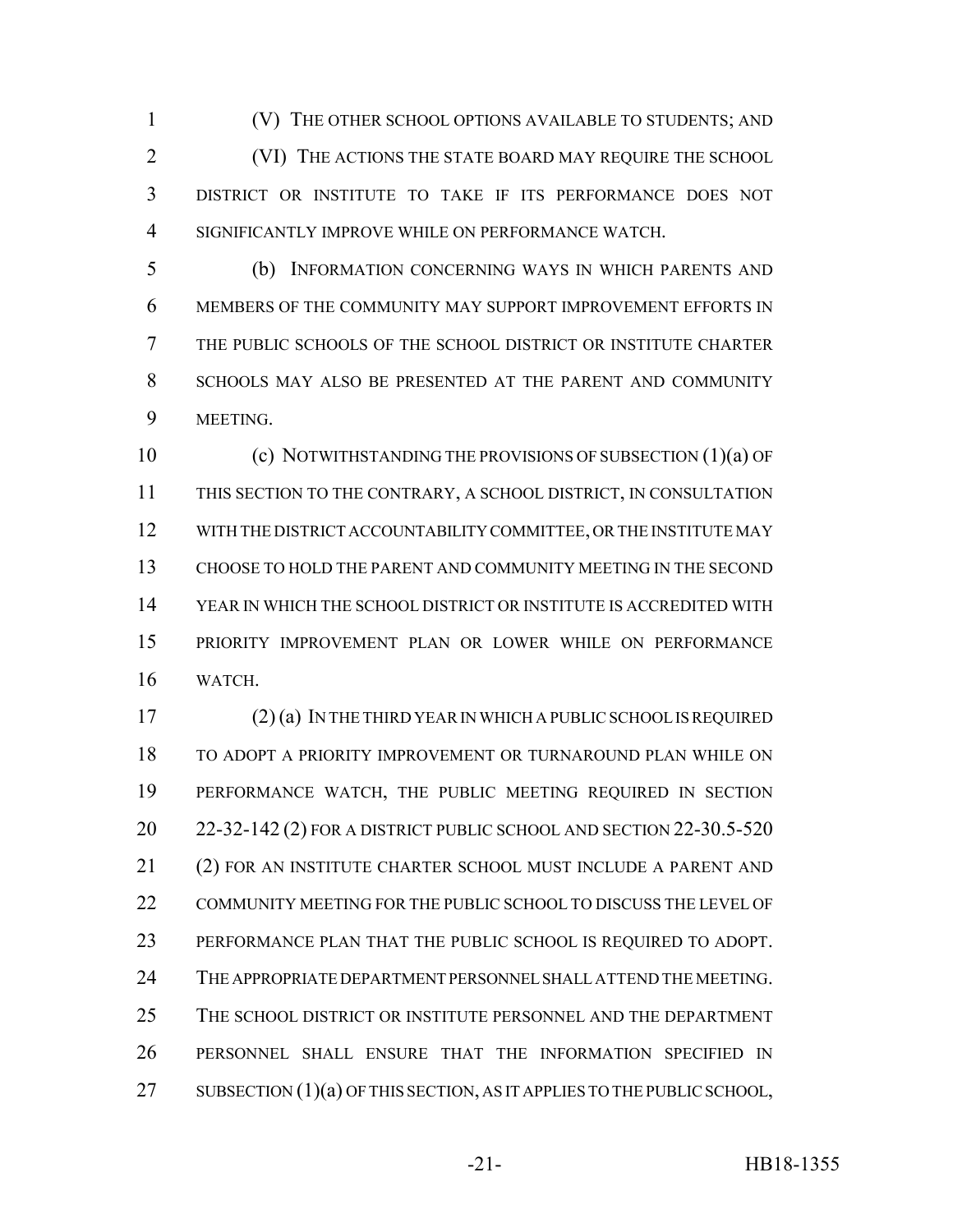(V) THE OTHER SCHOOL OPTIONS AVAILABLE TO STUDENTS; AND

(VI) THE ACTIONS THE STATE BOARD MAY REQUIRE THE SCHOOL DISTRICT OR INSTITUTE TO TAKE IF ITS PERFORMANCE DOES NOT SIGNIFICANTLY IMPROVE WHILE ON PERFORMANCE WATCH.

(b) INFORMATION CONCERNING WAYS IN WHICH PARENTS AND MEMBERS OF THE COMMUNITY MAY SUPPORT IMPROVEMENT EFFORTS IN THE PUBLIC SCHOOLS OF THE SCHOOL DISTRICT OR INSTITUTE CHARTER SCHOOLS MAY ALSO BE PRESENTED AT THE PARENT AND COMMUNITY MEETING.

(c) NOTWITHSTANDING THE PROVISIONS OF SUBSECTION (1)(a) OF THIS SECTION TO THE CONTRARY, A SCHOOL DISTRICT, IN CONSULTATION WITH THE DISTRICT ACCOUNTABILITY COMMITTEE, OR THE INSTITUTE MAY CHOOSE TO HOLD THE PARENT AND COMMUNITY MEETING IN THE SECOND YEAR IN WHICH THE SCHOOL DISTRICT OR INSTITUTE IS ACCREDITED WITH PRIORITY IMPROVEMENT PLAN OR LOWER WHILE ON PERFORMANCE WATCH.

(2) (a) IN THE THIRD YEAR IN WHICH A PUBLIC SCHOOL IS REQUIRED TO ADOPT A PRIORITY IMPROVEMENT OR TURNAROUND PLAN WHILE ON PERFORMANCE WATCH, THE PUBLIC MEETING REQUIRED IN SECTION 22-32-142 (2) FOR A DISTRICT PUBLIC SCHOOL AND SECTION 22-30.5-520 (2) FOR AN INSTITUTE CHARTER SCHOOL MUST INCLUDE A PARENT AND COMMUNITY MEETING FOR THE PUBLIC SCHOOL TO DISCUSS THE LEVEL OF PERFORMANCE PLAN THAT THE PUBLIC SCHOOL IS REQUIRED TO ADOPT. THE APPROPRIATE DEPARTMENT PERSONNEL SHALL ATTEND THE MEETING. THE SCHOOL DISTRICT OR INSTITUTE PERSONNEL AND THE DEPARTMENT PERSONNEL SHALL ENSURE THAT THE INFORMATION SPECIFIED IN SUBSECTION (1)(a) OF THIS SECTION, AS IT APPLIES TO THE PUBLIC SCHOOL,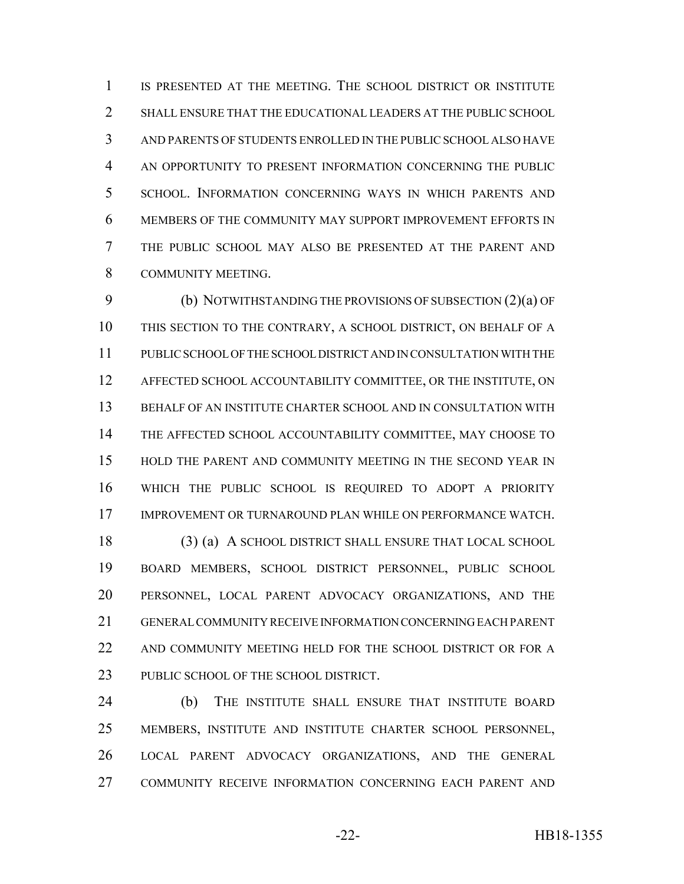IS PRESENTED AT THE MEETING. THE SCHOOL DISTRICT OR INSTITUTE SHALL ENSURE THAT THE EDUCATIONAL LEADERS AT THE PUBLIC SCHOOL AND PARENTS OF STUDENTS ENROLLED IN THE PUBLIC SCHOOL ALSO HAVE AN OPPORTUNITY TO PRESENT INFORMATION CONCERNING THE PUBLIC SCHOOL. INFORMATION CONCERNING WAYS IN WHICH PARENTS AND MEMBERS OF THE COMMUNITY MAY SUPPORT IMPROVEMENT EFFORTS IN THE PUBLIC SCHOOL MAY ALSO BE PRESENTED AT THE PARENT AND COMMUNITY MEETING.

(b) NOTWITHSTANDING THE PROVISIONS OF SUBSECTION (2)(a) OF THIS SECTION TO THE CONTRARY, A SCHOOL DISTRICT, ON BEHALF OF A PUBLIC SCHOOL OF THE SCHOOL DISTRICT AND IN CONSULTATION WITH THE AFFECTED SCHOOL ACCOUNTABILITY COMMITTEE, OR THE INSTITUTE, ON BEHALF OF AN INSTITUTE CHARTER SCHOOL AND IN CONSULTATION WITH THE AFFECTED SCHOOL ACCOUNTABILITY COMMITTEE, MAY CHOOSE TO HOLD THE PARENT AND COMMUNITY MEETING IN THE SECOND YEAR IN WHICH THE PUBLIC SCHOOL IS REQUIRED TO ADOPT A PRIORITY IMPROVEMENT OR TURNAROUND PLAN WHILE ON PERFORMANCE WATCH.

(3) (a) A SCHOOL DISTRICT SHALL ENSURE THAT LOCAL SCHOOL BOARD MEMBERS, SCHOOL DISTRICT PERSONNEL, PUBLIC SCHOOL PERSONNEL, LOCAL PARENT ADVOCACY ORGANIZATIONS, AND THE GENERAL COMMUNITY RECEIVE INFORMATION CONCERNING EACH PARENT AND COMMUNITY MEETING HELD FOR THE SCHOOL DISTRICT OR FOR A PUBLIC SCHOOL OF THE SCHOOL DISTRICT.

(b) THE INSTITUTE SHALL ENSURE THAT INSTITUTE BOARD MEMBERS, INSTITUTE AND INSTITUTE CHARTER SCHOOL PERSONNEL, LOCAL PARENT ADVOCACY ORGANIZATIONS, AND THE GENERAL COMMUNITY RECEIVE INFORMATION CONCERNING EACH PARENT AND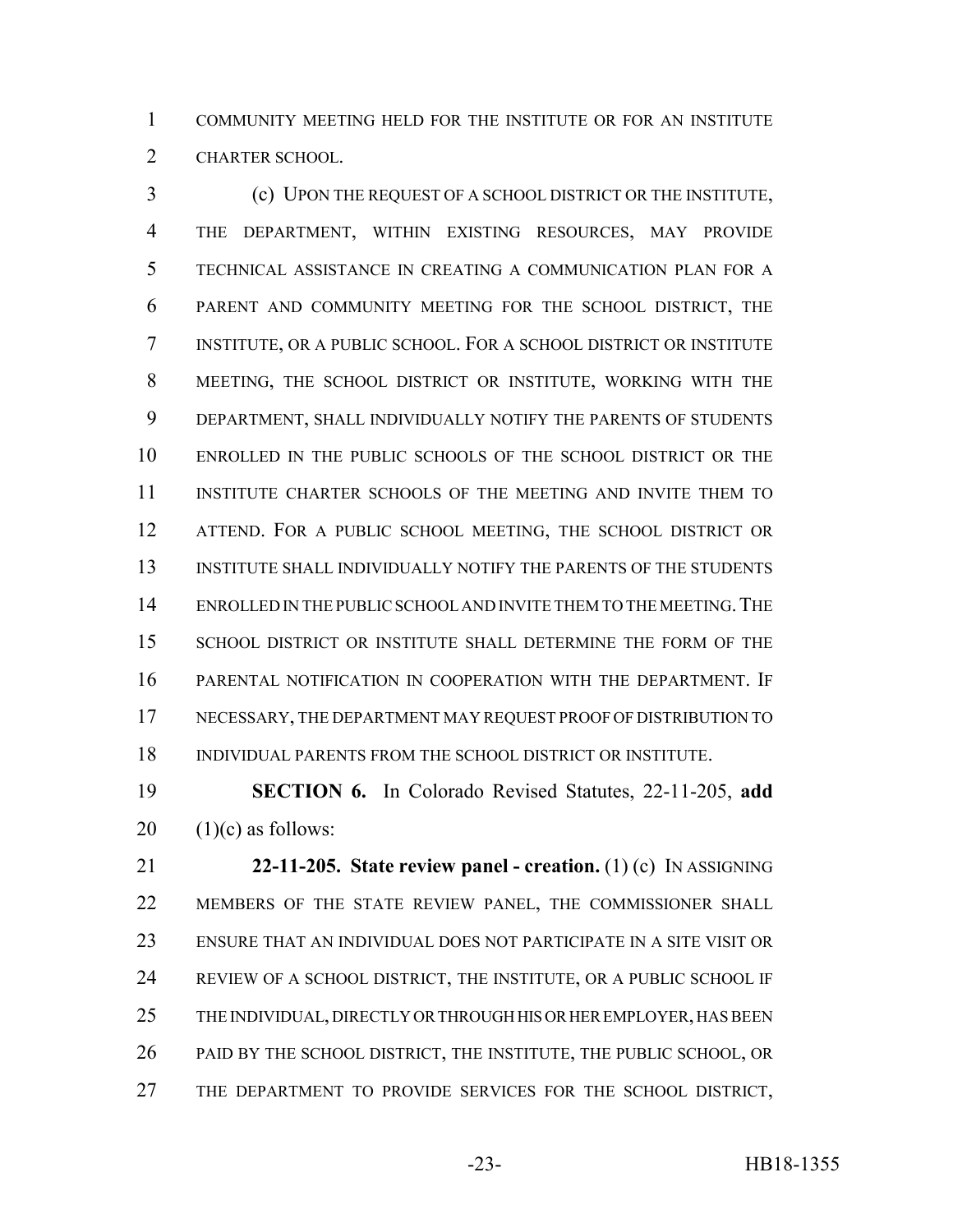COMMUNITY MEETING HELD FOR THE INSTITUTE OR FOR AN INSTITUTE CHARTER SCHOOL.

(c) UPON THE REQUEST OF A SCHOOL DISTRICT OR THE INSTITUTE, THE DEPARTMENT, WITHIN EXISTING RESOURCES, MAY PROVIDE TECHNICAL ASSISTANCE IN CREATING A COMMUNICATION PLAN FOR A PARENT AND COMMUNITY MEETING FOR THE SCHOOL DISTRICT, THE INSTITUTE, OR A PUBLIC SCHOOL. FOR A SCHOOL DISTRICT OR INSTITUTE MEETING, THE SCHOOL DISTRICT OR INSTITUTE, WORKING WITH THE DEPARTMENT, SHALL INDIVIDUALLY NOTIFY THE PARENTS OF STUDENTS ENROLLED IN THE PUBLIC SCHOOLS OF THE SCHOOL DISTRICT OR THE INSTITUTE CHARTER SCHOOLS OF THE MEETING AND INVITE THEM TO ATTEND. FOR A PUBLIC SCHOOL MEETING, THE SCHOOL DISTRICT OR INSTITUTE SHALL INDIVIDUALLY NOTIFY THE PARENTS OF THE STUDENTS ENROLLED IN THE PUBLIC SCHOOL AND INVITE THEM TO THE MEETING. THE SCHOOL DISTRICT OR INSTITUTE SHALL DETERMINE THE FORM OF THE PARENTAL NOTIFICATION IN COOPERATION WITH THE DEPARTMENT. IF NECESSARY, THE DEPARTMENT MAY REQUEST PROOF OF DISTRIBUTION TO INDIVIDUAL PARENTS FROM THE SCHOOL DISTRICT OR INSTITUTE.

**SECTION 6.** In Colorado Revised Statutes, 22-11-205, **add** (1)(c) as follows:

**22-11-205. State review panel - creation.** (1) (c) IN ASSIGNING MEMBERS OF THE STATE REVIEW PANEL, THE COMMISSIONER SHALL ENSURE THAT AN INDIVIDUAL DOES NOT PARTICIPATE IN A SITE VISIT OR REVIEW OF A SCHOOL DISTRICT, THE INSTITUTE, OR A PUBLIC SCHOOL IF THE INDIVIDUAL, DIRECTLY OR THROUGH HIS OR HER EMPLOYER, HAS BEEN PAID BY THE SCHOOL DISTRICT, THE INSTITUTE, THE PUBLIC SCHOOL, OR THE DEPARTMENT TO PROVIDE SERVICES FOR THE SCHOOL DISTRICT,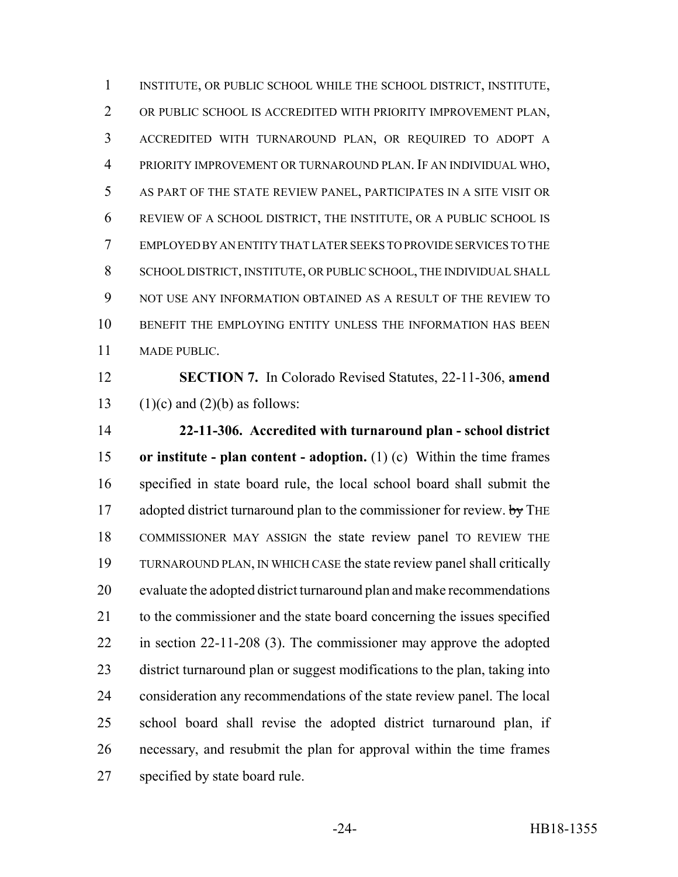INSTITUTE, OR PUBLIC SCHOOL WHILE THE SCHOOL DISTRICT, INSTITUTE, OR PUBLIC SCHOOL IS ACCREDITED WITH PRIORITY IMPROVEMENT PLAN, ACCREDITED WITH TURNAROUND PLAN, OR REQUIRED TO ADOPT A PRIORITY IMPROVEMENT OR TURNAROUND PLAN. IF AN INDIVIDUAL WHO, AS PART OF THE STATE REVIEW PANEL, PARTICIPATES IN A SITE VISIT OR REVIEW OF A SCHOOL DISTRICT, THE INSTITUTE, OR A PUBLIC SCHOOL IS EMPLOYED BY AN ENTITY THAT LATER SEEKS TO PROVIDE SERVICES TO THE SCHOOL DISTRICT, INSTITUTE, OR PUBLIC SCHOOL, THE INDIVIDUAL SHALL NOT USE ANY INFORMATION OBTAINED AS A RESULT OF THE REVIEW TO BENEFIT THE EMPLOYING ENTITY UNLESS THE INFORMATION HAS BEEN MADE PUBLIC.

**SECTION 7.** In Colorado Revised Statutes, 22-11-306, **amend** (1)(c) and (2)(b) as follows:

**22-11-306. Accredited with turnaround plan - school district or institute - plan content - adoption.** (1) (c) Within the time frames specified in state board rule, the local school board shall submit the adopted district turnaround plan to the commissioner for review. ~~by~~ THE COMMISSIONER MAY ASSIGN the state review panel TO REVIEW THE TURNAROUND PLAN, IN WHICH CASE the state review panel shall critically evaluate the adopted district turnaround plan and make recommendations to the commissioner and the state board concerning the issues specified in section 22-11-208 (3). The commissioner may approve the adopted district turnaround plan or suggest modifications to the plan, taking into consideration any recommendations of the state review panel. The local school board shall revise the adopted district turnaround plan, if necessary, and resubmit the plan for approval within the time frames specified by state board rule.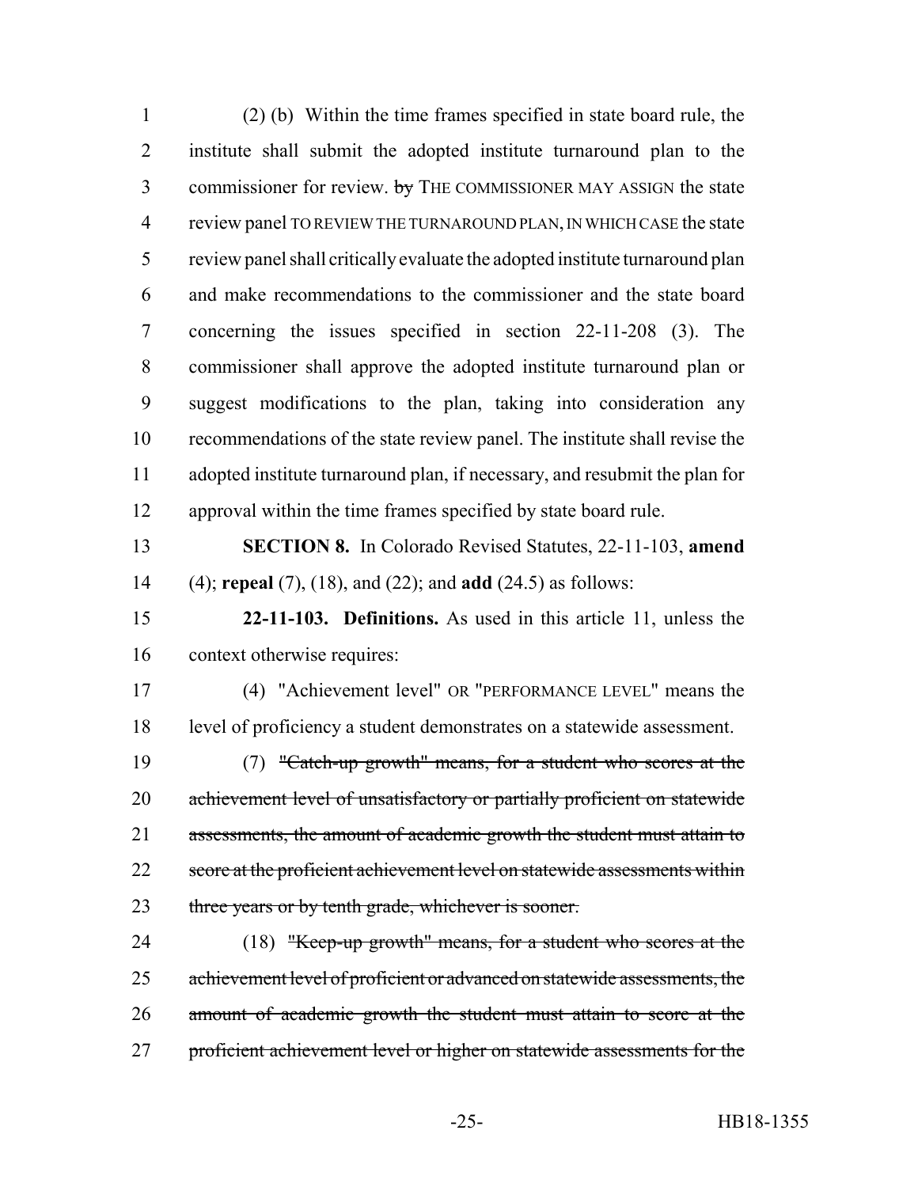(2) (b) Within the time frames specified in state board rule, the institute shall submit the adopted institute turnaround plan to the commissioner for review. ~~by~~ THE COMMISSIONER MAY ASSIGN the state review panel TO REVIEW THE TURNAROUND PLAN, IN WHICH CASE the state review panel shall critically evaluate the adopted institute turnaround plan and make recommendations to the commissioner and the state board concerning the issues specified in section 22-11-208 (3). The commissioner shall approve the adopted institute turnaround plan or suggest modifications to the plan, taking into consideration any recommendations of the state review panel. The institute shall revise the adopted institute turnaround plan, if necessary, and resubmit the plan for approval within the time frames specified by state board rule.

**SECTION 8.** In Colorado Revised Statutes, 22-11-103, **amend** (4); **repeal** (7), (18), and (22); and **add** (24.5) as follows:

**22-11-103. Definitions.** As used in this article 11, unless the context otherwise requires:

(4) "Achievement level" OR "PERFORMANCE LEVEL" means the level of proficiency a student demonstrates on a statewide assessment.

(7) ~~"Catch-up growth" means, for a student who scores at the achievement level of unsatisfactory or partially proficient on statewide assessments, the amount of academic growth the student must attain to score at the proficient achievement level on statewide assessments within three years or by tenth grade, whichever is sooner.~~

(18) ~~"Keep-up growth" means, for a student who scores at the achievement level of proficient or advanced on statewide assessments, the amount of academic growth the student must attain to score at the proficient achievement level or higher on statewide assessments for the~~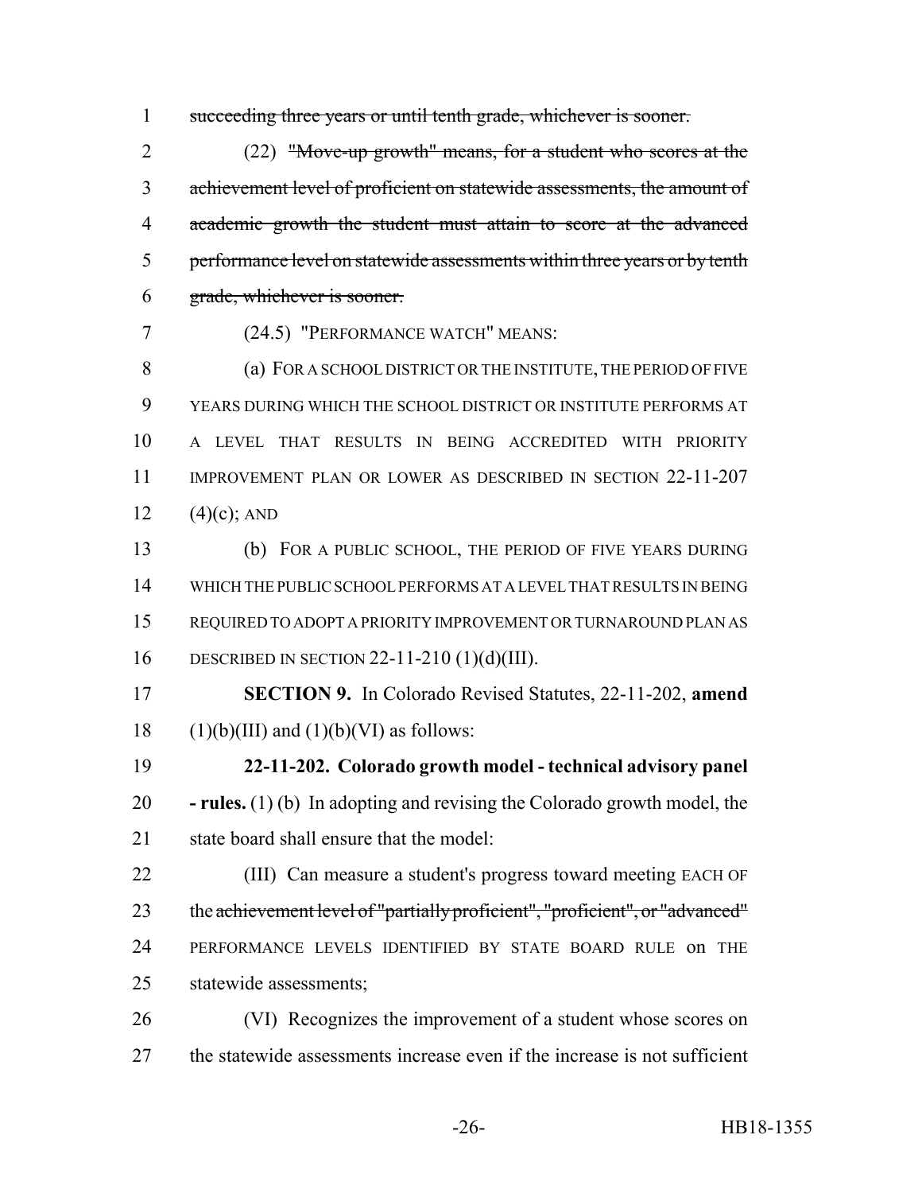~~succeeding three years or until tenth grade, whichever is sooner.~~

(22) ~~"Move-up growth" means, for a student who scores at the achievement level of proficient on statewide assessments, the amount of academic growth the student must attain to score at the advanced performance level on statewide assessments within three years or by tenth grade, whichever is sooner.~~

(24.5) "PERFORMANCE WATCH" MEANS:

(a) FOR A SCHOOL DISTRICT OR THE INSTITUTE, THE PERIOD OF FIVE YEARS DURING WHICH THE SCHOOL DISTRICT OR INSTITUTE PERFORMS AT A LEVEL THAT RESULTS IN BEING ACCREDITED WITH PRIORITY IMPROVEMENT PLAN OR LOWER AS DESCRIBED IN SECTION 22-11-207 (4)(c); AND

(b) FOR A PUBLIC SCHOOL, THE PERIOD OF FIVE YEARS DURING WHICH THE PUBLIC SCHOOL PERFORMS AT A LEVEL THAT RESULTS IN BEING REQUIRED TO ADOPT A PRIORITY IMPROVEMENT OR TURNAROUND PLAN AS DESCRIBED IN SECTION 22-11-210 (1)(d)(III).

**SECTION 9.** In Colorado Revised Statutes, 22-11-202, **amend** (1)(b)(III) and (1)(b)(VI) as follows:

**22-11-202. Colorado growth model - technical advisory panel - rules.** (1) (b) In adopting and revising the Colorado growth model, the state board shall ensure that the model:

(III) Can measure a student's progress toward meeting EACH OF the ~~achievement level of "partially proficient", "proficient", or "advanced"~~ PERFORMANCE LEVELS IDENTIFIED BY STATE BOARD RULE on THE statewide assessments;

(VI) Recognizes the improvement of a student whose scores on the statewide assessments increase even if the increase is not sufficient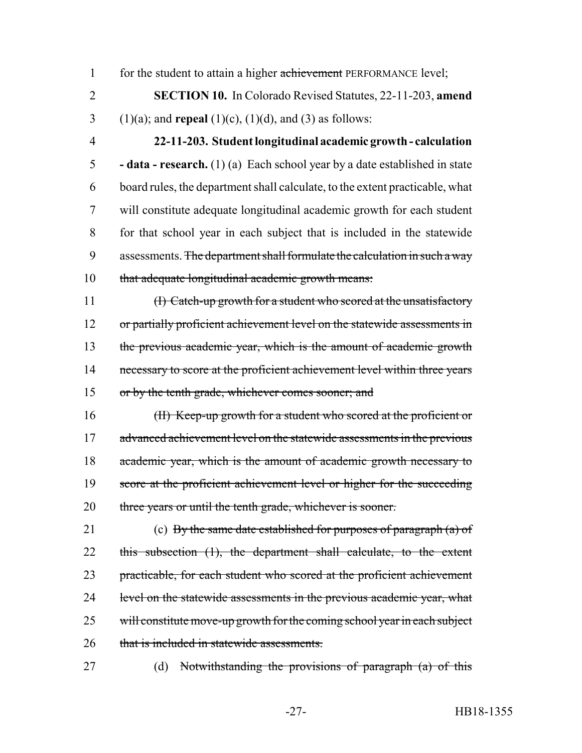for the student to attain a higher ~~achievement~~ PERFORMANCE level;

**SECTION 10.** In Colorado Revised Statutes, 22-11-203, **amend** (1)(a); and **repeal** (1)(c), (1)(d), and (3) as follows:

**22-11-203. Student longitudinal academic growth - calculation - data - research.** (1) (a) Each school year by a date established in state board rules, the department shall calculate, to the extent practicable, what will constitute adequate longitudinal academic growth for each student for that school year in each subject that is included in the statewide assessments. ~~The department shall formulate the calculation in such a way that adequate longitudinal academic growth means:~~

~~(I) Catch-up growth for a student who scored at the unsatisfactory or partially proficient achievement level on the statewide assessments in the previous academic year, which is the amount of academic growth necessary to score at the proficient achievement level within three years or by the tenth grade, whichever comes sooner; and~~

~~(II) Keep-up growth for a student who scored at the proficient or advanced achievement level on the statewide assessments in the previous academic year, which is the amount of academic growth necessary to score at the proficient achievement level or higher for the succeeding three years or until the tenth grade, whichever is sooner.~~

(c) ~~By the same date established for purposes of paragraph (a) of this subsection (1), the department shall calculate, to the extent practicable, for each student who scored at the proficient achievement level on the statewide assessments in the previous academic year, what will constitute move-up growth for the coming school year in each subject that is included in statewide assessments.~~

(d) ~~Notwithstanding the provisions of paragraph (a) of this~~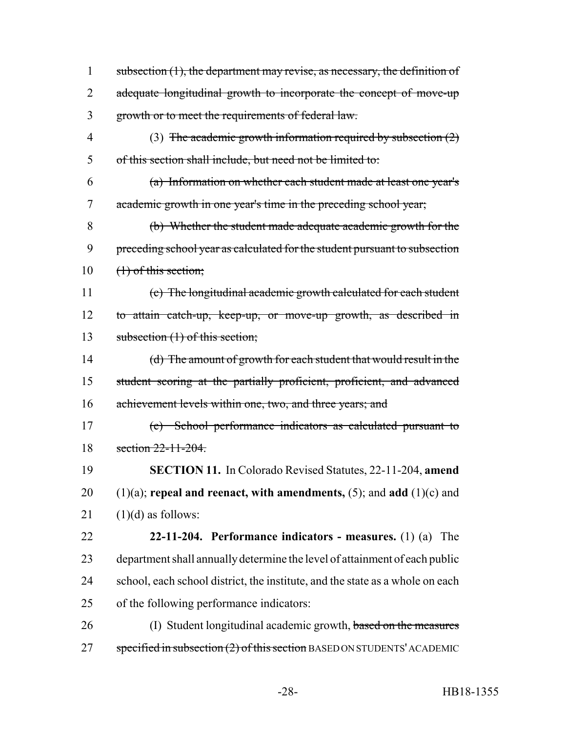subsection (1), the department may revise, as necessary, the definition of adequate longitudinal growth to incorporate the concept of move-up growth or to meet the requirements of federal law.

(3) The academic growth information required by subsection (2) of this section shall include, but need not be limited to:

(a) Information on whether each student made at least one year's academic growth in one year's time in the preceding school year;

(b) Whether the student made adequate academic growth for the preceding school year as calculated for the student pursuant to subsection (1) of this section;

(c) The longitudinal academic growth calculated for each student to attain catch-up, keep-up, or move-up growth, as described in subsection (1) of this section;

(d) The amount of growth for each student that would result in the student scoring at the partially proficient, proficient, and advanced achievement levels within one, two, and three years; and

(e) School performance indicators as calculated pursuant to section 22-11-204.

**SECTION 11.** In Colorado Revised Statutes, 22-11-204, **amend** (1)(a); **repeal and reenact, with amendments,** (5); and **add** (1)(c) and (1)(d) as follows:

**22-11-204. Performance indicators - measures.** (1) (a) The department shall annually determine the level of attainment of each public school, each school district, the institute, and the state as a whole on each of the following performance indicators:

(I) Student longitudinal academic growth, based on the measures specified in subsection (2) of this section BASED ON STUDENTS' ACADEMIC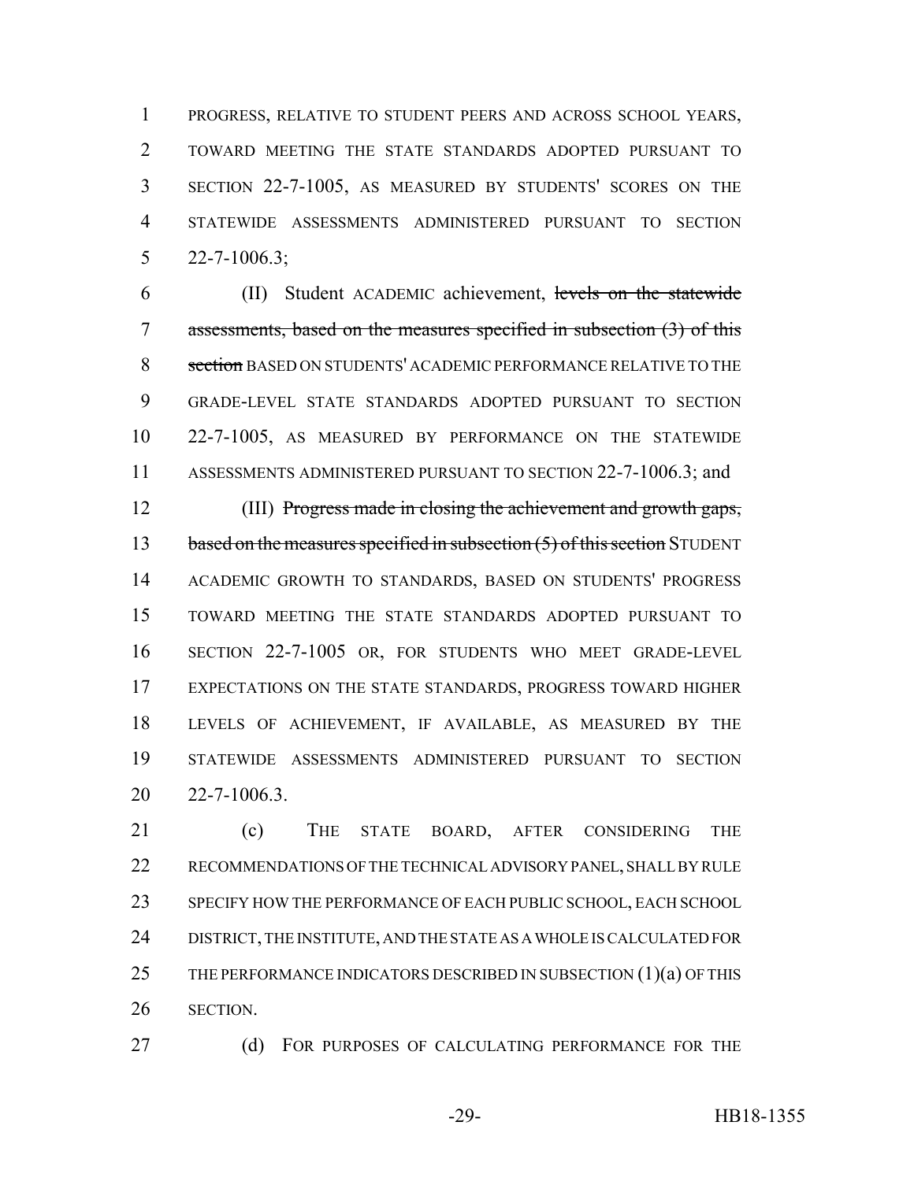PROGRESS, RELATIVE TO STUDENT PEERS AND ACROSS SCHOOL YEARS, TOWARD MEETING THE STATE STANDARDS ADOPTED PURSUANT TO SECTION 22-7-1005, AS MEASURED BY STUDENTS' SCORES ON THE STATEWIDE ASSESSMENTS ADMINISTERED PURSUANT TO SECTION 22-7-1006.3;

(II) Student ACADEMIC achievement, ~~levels on the statewide assessments, based on the measures specified in subsection (3) of this section~~ BASED ON STUDENTS' ACADEMIC PERFORMANCE RELATIVE TO THE GRADE-LEVEL STATE STANDARDS ADOPTED PURSUANT TO SECTION 22-7-1005, AS MEASURED BY PERFORMANCE ON THE STATEWIDE ASSESSMENTS ADMINISTERED PURSUANT TO SECTION 22-7-1006.3; and

(III) ~~Progress made in closing the achievement and growth gaps, based on the measures specified in subsection (5) of this section~~ STUDENT ACADEMIC GROWTH TO STANDARDS, BASED ON STUDENTS' PROGRESS TOWARD MEETING THE STATE STANDARDS ADOPTED PURSUANT TO SECTION 22-7-1005 OR, FOR STUDENTS WHO MEET GRADE-LEVEL EXPECTATIONS ON THE STATE STANDARDS, PROGRESS TOWARD HIGHER LEVELS OF ACHIEVEMENT, IF AVAILABLE, AS MEASURED BY THE STATEWIDE ASSESSMENTS ADMINISTERED PURSUANT TO SECTION 22-7-1006.3.

(c) THE STATE BOARD, AFTER CONSIDERING THE RECOMMENDATIONS OF THE TECHNICAL ADVISORY PANEL, SHALL BY RULE SPECIFY HOW THE PERFORMANCE OF EACH PUBLIC SCHOOL, EACH SCHOOL DISTRICT, THE INSTITUTE, AND THE STATE AS A WHOLE IS CALCULATED FOR THE PERFORMANCE INDICATORS DESCRIBED IN SUBSECTION (1)(a) OF THIS SECTION.

(d) FOR PURPOSES OF CALCULATING PERFORMANCE FOR THE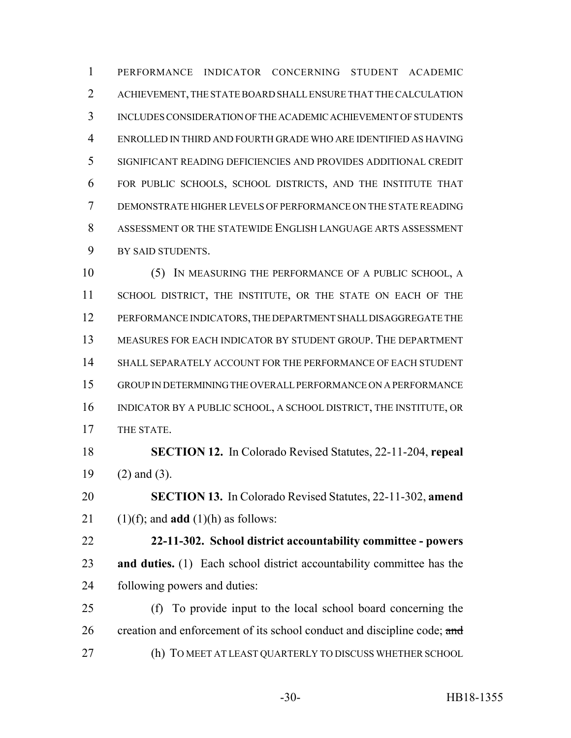PERFORMANCE INDICATOR CONCERNING STUDENT ACADEMIC ACHIEVEMENT, THE STATE BOARD SHALL ENSURE THAT THE CALCULATION INCLUDES CONSIDERATION OF THE ACADEMIC ACHIEVEMENT OF STUDENTS ENROLLED IN THIRD AND FOURTH GRADE WHO ARE IDENTIFIED AS HAVING SIGNIFICANT READING DEFICIENCIES AND PROVIDES ADDITIONAL CREDIT FOR PUBLIC SCHOOLS, SCHOOL DISTRICTS, AND THE INSTITUTE THAT DEMONSTRATE HIGHER LEVELS OF PERFORMANCE ON THE STATE READING ASSESSMENT OR THE STATEWIDE ENGLISH LANGUAGE ARTS ASSESSMENT BY SAID STUDENTS.

(5) IN MEASURING THE PERFORMANCE OF A PUBLIC SCHOOL, A SCHOOL DISTRICT, THE INSTITUTE, OR THE STATE ON EACH OF THE PERFORMANCE INDICATORS, THE DEPARTMENT SHALL DISAGGREGATE THE MEASURES FOR EACH INDICATOR BY STUDENT GROUP. THE DEPARTMENT SHALL SEPARATELY ACCOUNT FOR THE PERFORMANCE OF EACH STUDENT GROUP IN DETERMINING THE OVERALL PERFORMANCE ON A PERFORMANCE INDICATOR BY A PUBLIC SCHOOL, A SCHOOL DISTRICT, THE INSTITUTE, OR THE STATE.

**SECTION 12.** In Colorado Revised Statutes, 22-11-204, **repeal** (2) and (3).

**SECTION 13.** In Colorado Revised Statutes, 22-11-302, **amend** (1)(f); and **add** (1)(h) as follows:

**22-11-302. School district accountability committee - powers and duties.** (1) Each school district accountability committee has the following powers and duties:

(f) To provide input to the local school board concerning the creation and enforcement of its school conduct and discipline code; ~~and~~

(h) TO MEET AT LEAST QUARTERLY TO DISCUSS WHETHER SCHOOL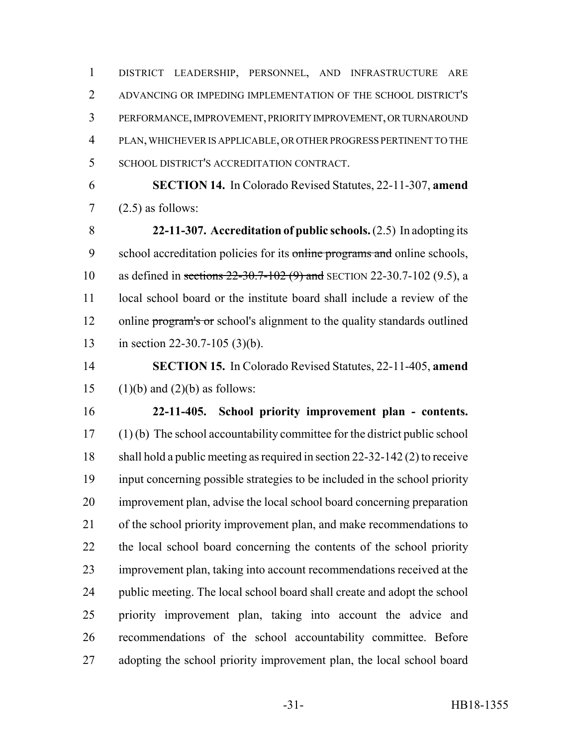DISTRICT LEADERSHIP, PERSONNEL, AND INFRASTRUCTURE ARE ADVANCING OR IMPEDING IMPLEMENTATION OF THE SCHOOL DISTRICT'S PERFORMANCE, IMPROVEMENT, PRIORITY IMPROVEMENT, OR TURNAROUND PLAN, WHICHEVER IS APPLICABLE, OR OTHER PROGRESS PERTINENT TO THE SCHOOL DISTRICT'S ACCREDITATION CONTRACT.

**SECTION 14.** In Colorado Revised Statutes, 22-11-307, **amend** (2.5) as follows:

**22-11-307. Accreditation of public schools.** (2.5) In adopting its school accreditation policies for its ~~online programs and~~ online schools, as defined in ~~sections 22-30.7-102 (9) and~~ SECTION 22-30.7-102 (9.5), a local school board or the institute board shall include a review of the online ~~program's or~~ school's alignment to the quality standards outlined in section 22-30.7-105 (3)(b).

**SECTION 15.** In Colorado Revised Statutes, 22-11-405, **amend** (1)(b) and (2)(b) as follows:

**22-11-405. School priority improvement plan - contents.** (1) (b) The school accountability committee for the district public school shall hold a public meeting as required in section 22-32-142 (2) to receive input concerning possible strategies to be included in the school priority improvement plan, advise the local school board concerning preparation of the school priority improvement plan, and make recommendations to the local school board concerning the contents of the school priority improvement plan, taking into account recommendations received at the public meeting. The local school board shall create and adopt the school priority improvement plan, taking into account the advice and recommendations of the school accountability committee. Before adopting the school priority improvement plan, the local school board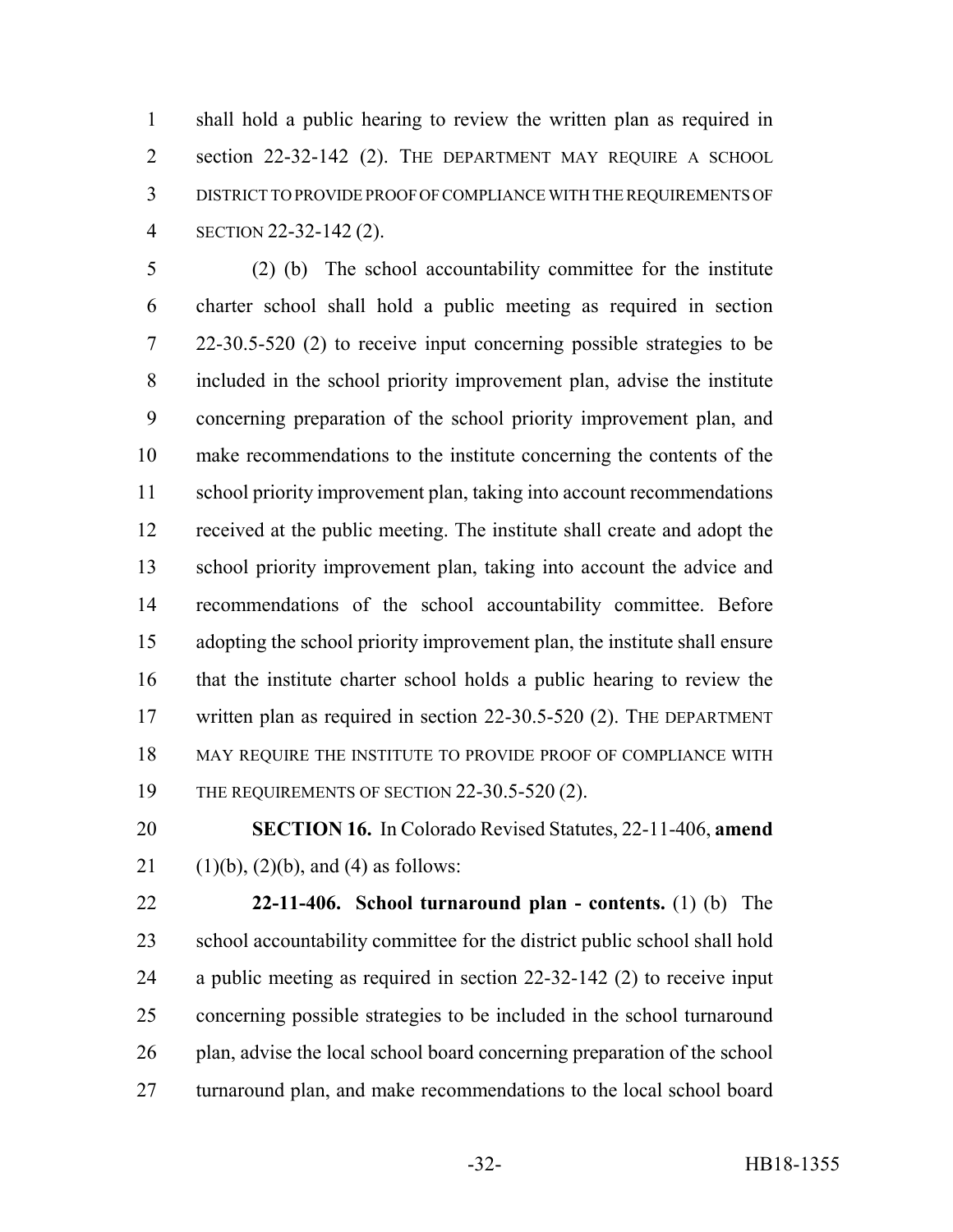shall hold a public hearing to review the written plan as required in section 22-32-142 (2). THE DEPARTMENT MAY REQUIRE A SCHOOL DISTRICT TO PROVIDE PROOF OF COMPLIANCE WITH THE REQUIREMENTS OF SECTION 22-32-142 (2).

(2) (b) The school accountability committee for the institute charter school shall hold a public meeting as required in section 22-30.5-520 (2) to receive input concerning possible strategies to be included in the school priority improvement plan, advise the institute concerning preparation of the school priority improvement plan, and make recommendations to the institute concerning the contents of the school priority improvement plan, taking into account recommendations received at the public meeting. The institute shall create and adopt the school priority improvement plan, taking into account the advice and recommendations of the school accountability committee. Before adopting the school priority improvement plan, the institute shall ensure that the institute charter school holds a public hearing to review the written plan as required in section 22-30.5-520 (2). THE DEPARTMENT MAY REQUIRE THE INSTITUTE TO PROVIDE PROOF OF COMPLIANCE WITH THE REQUIREMENTS OF SECTION 22-30.5-520 (2).

**SECTION 16.** In Colorado Revised Statutes, 22-11-406, **amend** (1)(b), (2)(b), and (4) as follows:

**22-11-406. School turnaround plan - contents.** (1) (b) The school accountability committee for the district public school shall hold a public meeting as required in section 22-32-142 (2) to receive input concerning possible strategies to be included in the school turnaround plan, advise the local school board concerning preparation of the school turnaround plan, and make recommendations to the local school board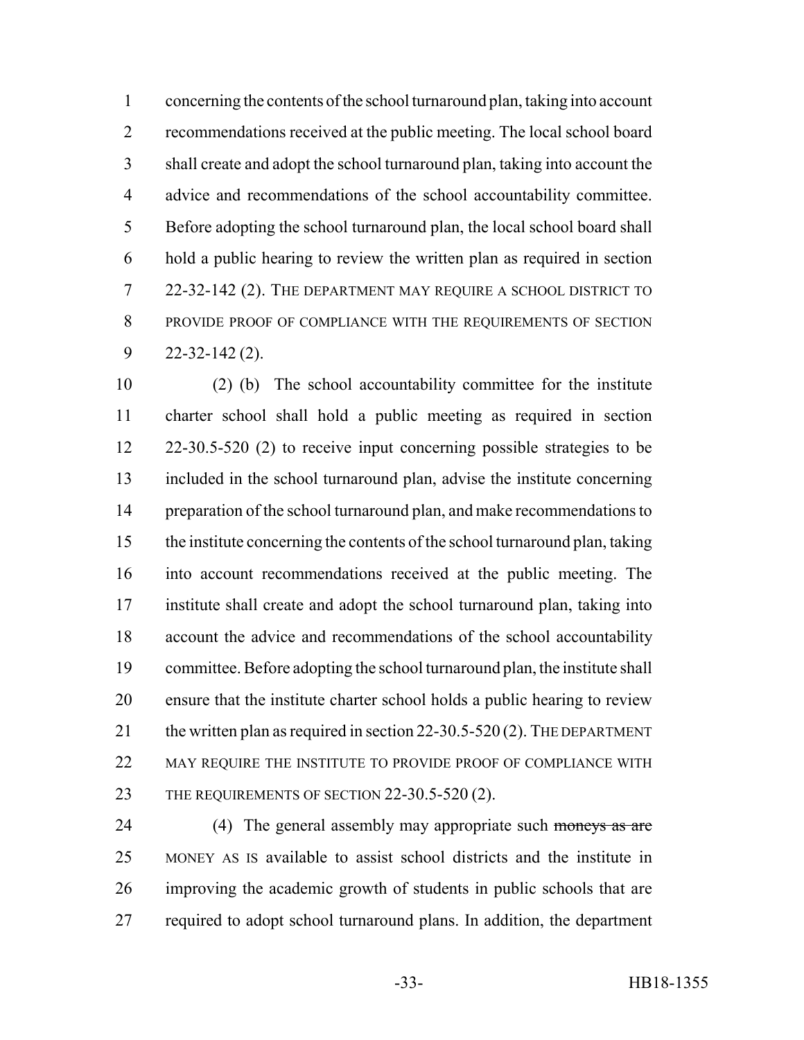concerning the contents of the school turnaround plan, taking into account recommendations received at the public meeting. The local school board shall create and adopt the school turnaround plan, taking into account the advice and recommendations of the school accountability committee. Before adopting the school turnaround plan, the local school board shall hold a public hearing to review the written plan as required in section 22-32-142 (2). THE DEPARTMENT MAY REQUIRE A SCHOOL DISTRICT TO PROVIDE PROOF OF COMPLIANCE WITH THE REQUIREMENTS OF SECTION 22-32-142 (2).

(2) (b) The school accountability committee for the institute charter school shall hold a public meeting as required in section 22-30.5-520 (2) to receive input concerning possible strategies to be included in the school turnaround plan, advise the institute concerning preparation of the school turnaround plan, and make recommendations to the institute concerning the contents of the school turnaround plan, taking into account recommendations received at the public meeting. The institute shall create and adopt the school turnaround plan, taking into account the advice and recommendations of the school accountability committee. Before adopting the school turnaround plan, the institute shall ensure that the institute charter school holds a public hearing to review the written plan as required in section 22-30.5-520 (2). THE DEPARTMENT MAY REQUIRE THE INSTITUTE TO PROVIDE PROOF OF COMPLIANCE WITH THE REQUIREMENTS OF SECTION 22-30.5-520 (2).

(4) The general assembly may appropriate such ~~moneys as are~~ MONEY AS IS available to assist school districts and the institute in improving the academic growth of students in public schools that are required to adopt school turnaround plans. In addition, the department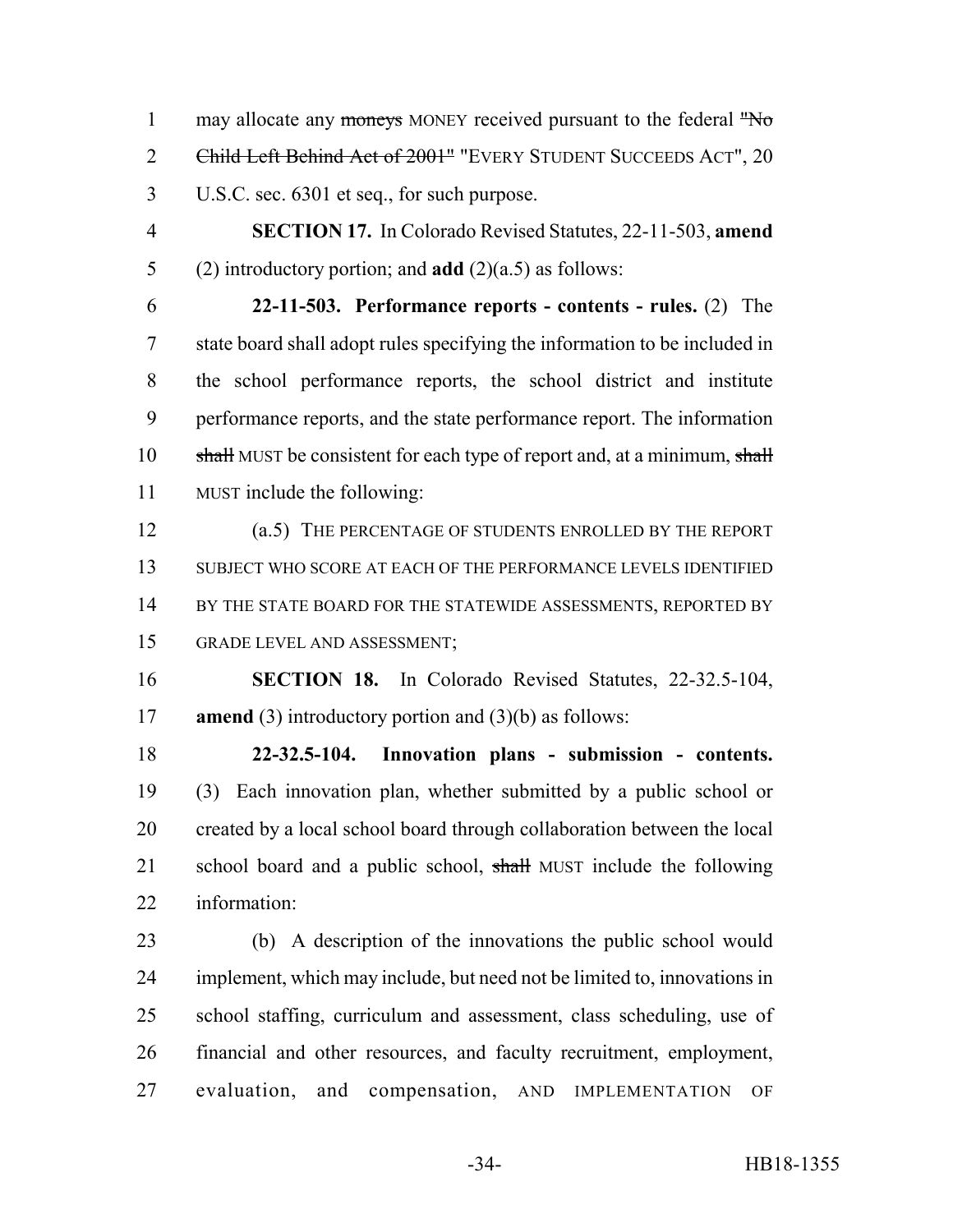may allocate any ~~moneys~~ MONEY received pursuant to the federal ~~"No Child Left Behind Act of 2001"~~ "EVERY STUDENT SUCCEEDS ACT", 20 U.S.C. sec. 6301 et seq., for such purpose.

**SECTION 17.** In Colorado Revised Statutes, 22-11-503, **amend** (2) introductory portion; and **add** (2)(a.5) as follows:

**22-11-503. Performance reports - contents - rules.** (2) The state board shall adopt rules specifying the information to be included in the school performance reports, the school district and institute performance reports, and the state performance report. The information ~~shall~~ MUST be consistent for each type of report and, at a minimum, ~~shall~~ MUST include the following:

(a.5) THE PERCENTAGE OF STUDENTS ENROLLED BY THE REPORT SUBJECT WHO SCORE AT EACH OF THE PERFORMANCE LEVELS IDENTIFIED BY THE STATE BOARD FOR THE STATEWIDE ASSESSMENTS, REPORTED BY GRADE LEVEL AND ASSESSMENT;

**SECTION 18.** In Colorado Revised Statutes, 22-32.5-104, **amend** (3) introductory portion and (3)(b) as follows:

**22-32.5-104. Innovation plans - submission - contents.** (3) Each innovation plan, whether submitted by a public school or created by a local school board through collaboration between the local school board and a public school, ~~shall~~ MUST include the following information:

(b) A description of the innovations the public school would implement, which may include, but need not be limited to, innovations in school staffing, curriculum and assessment, class scheduling, use of financial and other resources, and faculty recruitment, employment, evaluation, and compensation, AND IMPLEMENTATION OF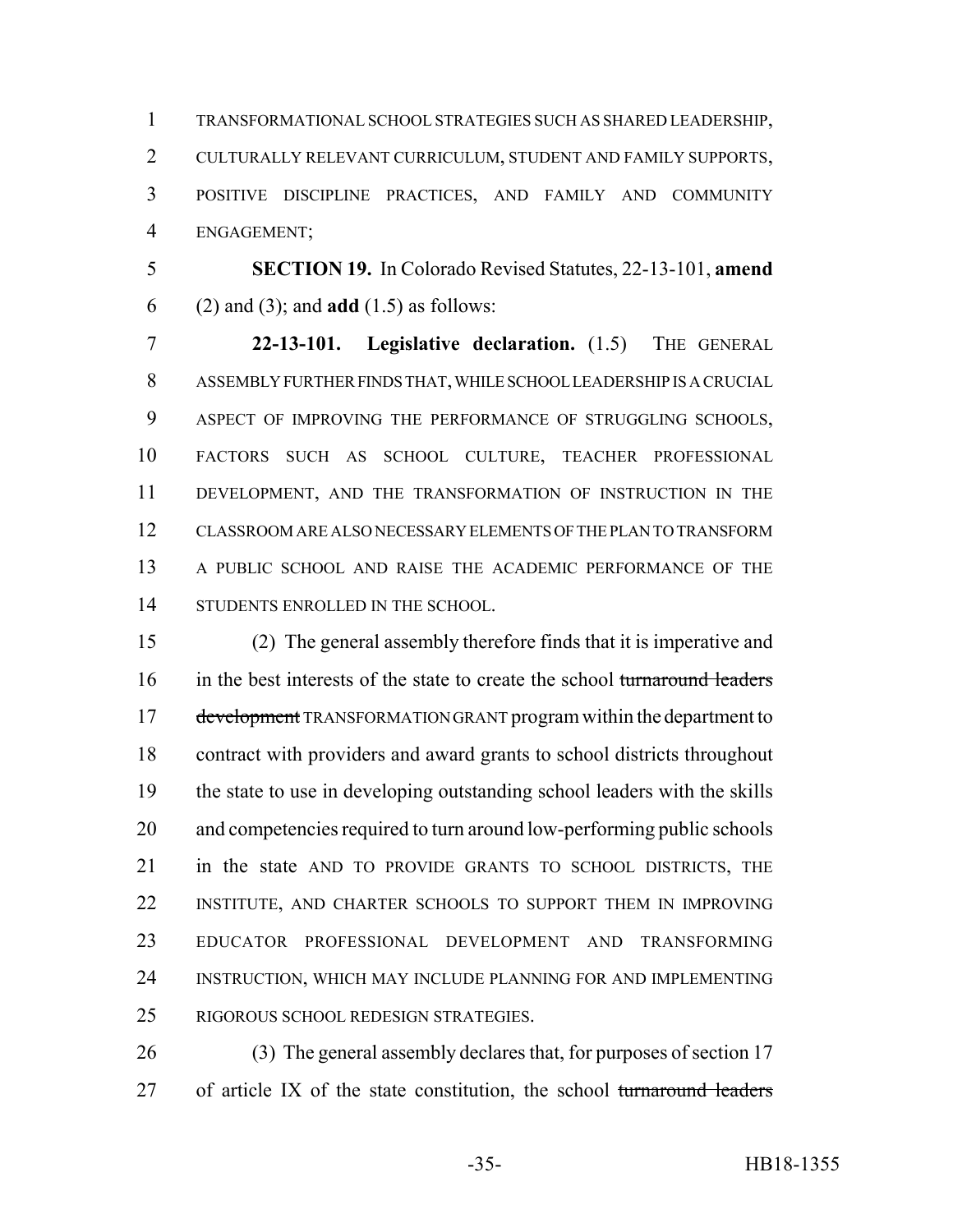TRANSFORMATIONAL SCHOOL STRATEGIES SUCH AS SHARED LEADERSHIP, CULTURALLY RELEVANT CURRICULUM, STUDENT AND FAMILY SUPPORTS, POSITIVE DISCIPLINE PRACTICES, AND FAMILY AND COMMUNITY ENGAGEMENT;

**SECTION 19.** In Colorado Revised Statutes, 22-13-101, **amend** (2) and (3); and **add** (1.5) as follows:

**22-13-101. Legislative declaration.** (1.5) THE GENERAL ASSEMBLY FURTHER FINDS THAT, WHILE SCHOOL LEADERSHIP IS A CRUCIAL ASPECT OF IMPROVING THE PERFORMANCE OF STRUGGLING SCHOOLS, FACTORS SUCH AS SCHOOL CULTURE, TEACHER PROFESSIONAL DEVELOPMENT, AND THE TRANSFORMATION OF INSTRUCTION IN THE CLASSROOM ARE ALSO NECESSARY ELEMENTS OF THE PLAN TO TRANSFORM A PUBLIC SCHOOL AND RAISE THE ACADEMIC PERFORMANCE OF THE STUDENTS ENROLLED IN THE SCHOOL.

(2) The general assembly therefore finds that it is imperative and in the best interests of the state to create the school ~~turnaround leaders development~~ TRANSFORMATION GRANT program within the department to contract with providers and award grants to school districts throughout the state to use in developing outstanding school leaders with the skills and competencies required to turn around low-performing public schools in the state AND TO PROVIDE GRANTS TO SCHOOL DISTRICTS, THE INSTITUTE, AND CHARTER SCHOOLS TO SUPPORT THEM IN IMPROVING EDUCATOR PROFESSIONAL DEVELOPMENT AND TRANSFORMING INSTRUCTION, WHICH MAY INCLUDE PLANNING FOR AND IMPLEMENTING RIGOROUS SCHOOL REDESIGN STRATEGIES.

(3) The general assembly declares that, for purposes of section 17 of article IX of the state constitution, the school ~~turnaround leaders~~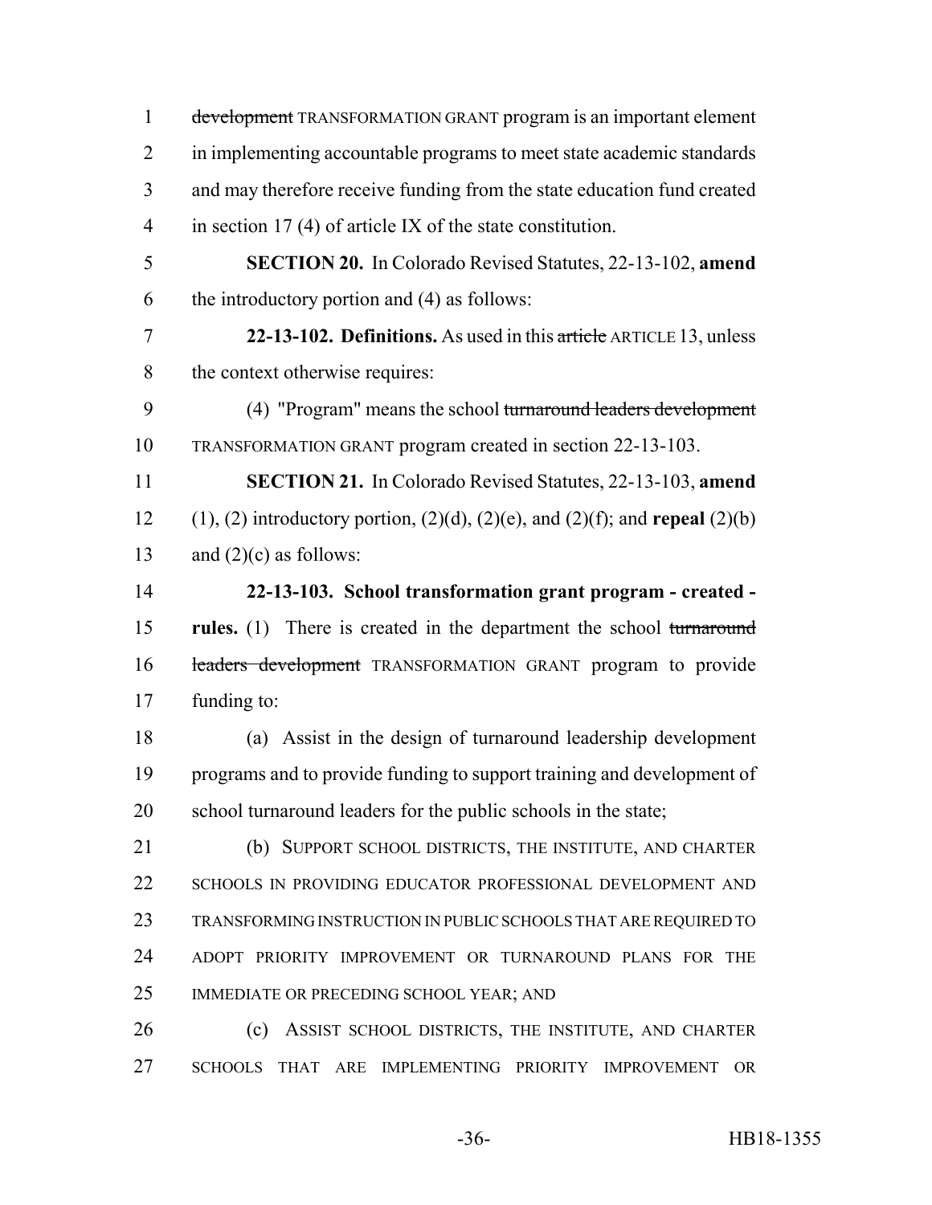development TRANSFORMATION GRANT program is an important element in implementing accountable programs to meet state academic standards and may therefore receive funding from the state education fund created in section 17 (4) of article IX of the state constitution.

**SECTION 20.** In Colorado Revised Statutes, 22-13-102, **amend** the introductory portion and (4) as follows:

**22-13-102. Definitions.** As used in this article ARTICLE 13, unless the context otherwise requires:

(4) "Program" means the school turnaround leaders development TRANSFORMATION GRANT program created in section 22-13-103.

**SECTION 21.** In Colorado Revised Statutes, 22-13-103, **amend** (1), (2) introductory portion, (2)(d), (2)(e), and (2)(f); and **repeal** (2)(b) and (2)(c) as follows:

**22-13-103. School transformation grant program - created - rules.** (1) There is created in the department the school turnaround leaders development TRANSFORMATION GRANT program to provide funding to:

(a) Assist in the design of turnaround leadership development programs and to provide funding to support training and development of school turnaround leaders for the public schools in the state;

(b) SUPPORT SCHOOL DISTRICTS, THE INSTITUTE, AND CHARTER SCHOOLS IN PROVIDING EDUCATOR PROFESSIONAL DEVELOPMENT AND TRANSFORMING INSTRUCTION IN PUBLIC SCHOOLS THAT ARE REQUIRED TO ADOPT PRIORITY IMPROVEMENT OR TURNAROUND PLANS FOR THE IMMEDIATE OR PRECEDING SCHOOL YEAR; AND

(c) ASSIST SCHOOL DISTRICTS, THE INSTITUTE, AND CHARTER SCHOOLS THAT ARE IMPLEMENTING PRIORITY IMPROVEMENT OR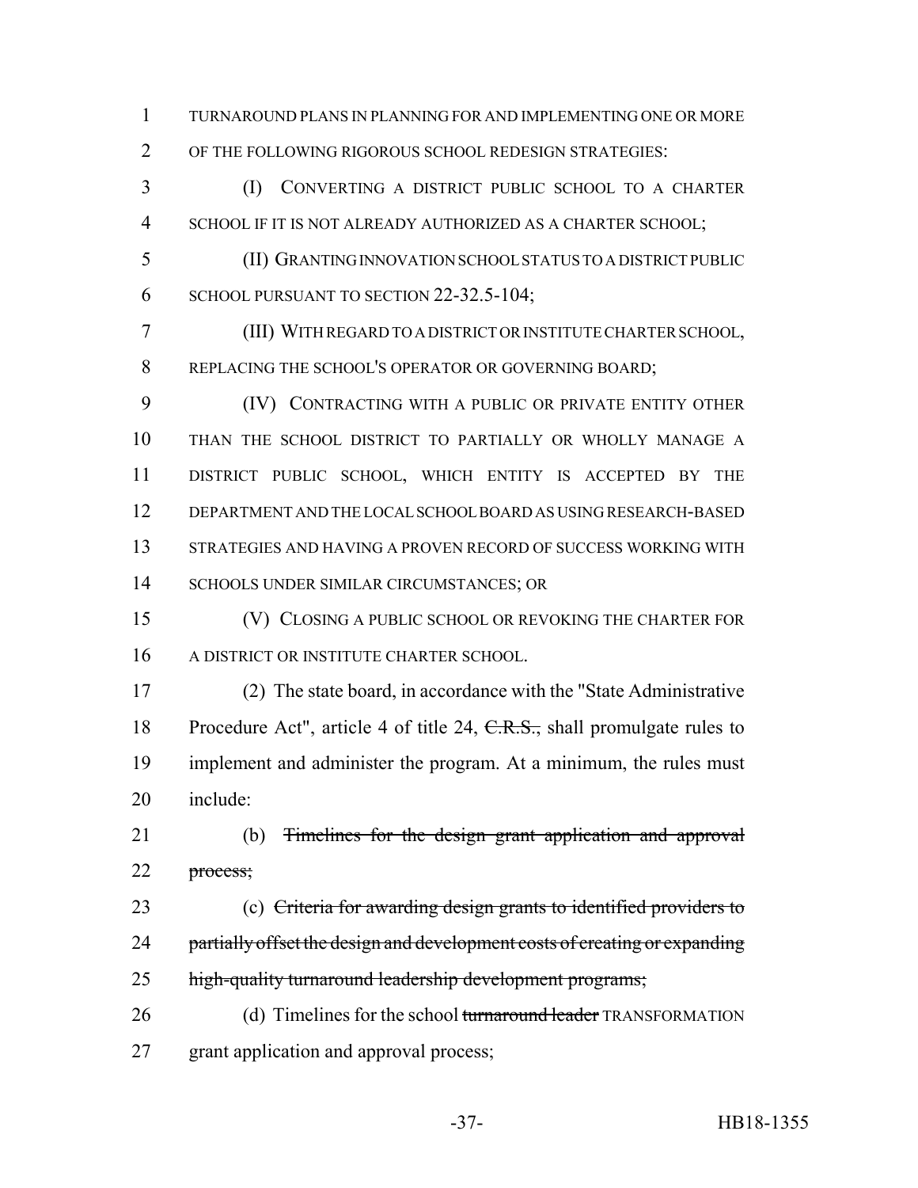TURNAROUND PLANS IN PLANNING FOR AND IMPLEMENTING ONE OR MORE OF THE FOLLOWING RIGOROUS SCHOOL REDESIGN STRATEGIES:

(I) CONVERTING A DISTRICT PUBLIC SCHOOL TO A CHARTER SCHOOL IF IT IS NOT ALREADY AUTHORIZED AS A CHARTER SCHOOL;

(II) GRANTING INNOVATION SCHOOL STATUS TO A DISTRICT PUBLIC SCHOOL PURSUANT TO SECTION 22-32.5-104;

(III) WITH REGARD TO A DISTRICT OR INSTITUTE CHARTER SCHOOL, REPLACING THE SCHOOL'S OPERATOR OR GOVERNING BOARD;

(IV) CONTRACTING WITH A PUBLIC OR PRIVATE ENTITY OTHER THAN THE SCHOOL DISTRICT TO PARTIALLY OR WHOLLY MANAGE A DISTRICT PUBLIC SCHOOL, WHICH ENTITY IS ACCEPTED BY THE DEPARTMENT AND THE LOCAL SCHOOL BOARD AS USING RESEARCH-BASED STRATEGIES AND HAVING A PROVEN RECORD OF SUCCESS WORKING WITH SCHOOLS UNDER SIMILAR CIRCUMSTANCES; OR

(V) CLOSING A PUBLIC SCHOOL OR REVOKING THE CHARTER FOR A DISTRICT OR INSTITUTE CHARTER SCHOOL.

(2) The state board, in accordance with the "State Administrative Procedure Act", article 4 of title 24, ~~C.R.S.,~~ shall promulgate rules to implement and administer the program. At a minimum, the rules must include:

(b) ~~Timelines for the design grant application and approval process;~~

(c) ~~Criteria for awarding design grants to identified providers to partially offset the design and development costs of creating or expanding high-quality turnaround leadership development programs;~~

(d) Timelines for the school ~~turnaround leader~~ TRANSFORMATION grant application and approval process;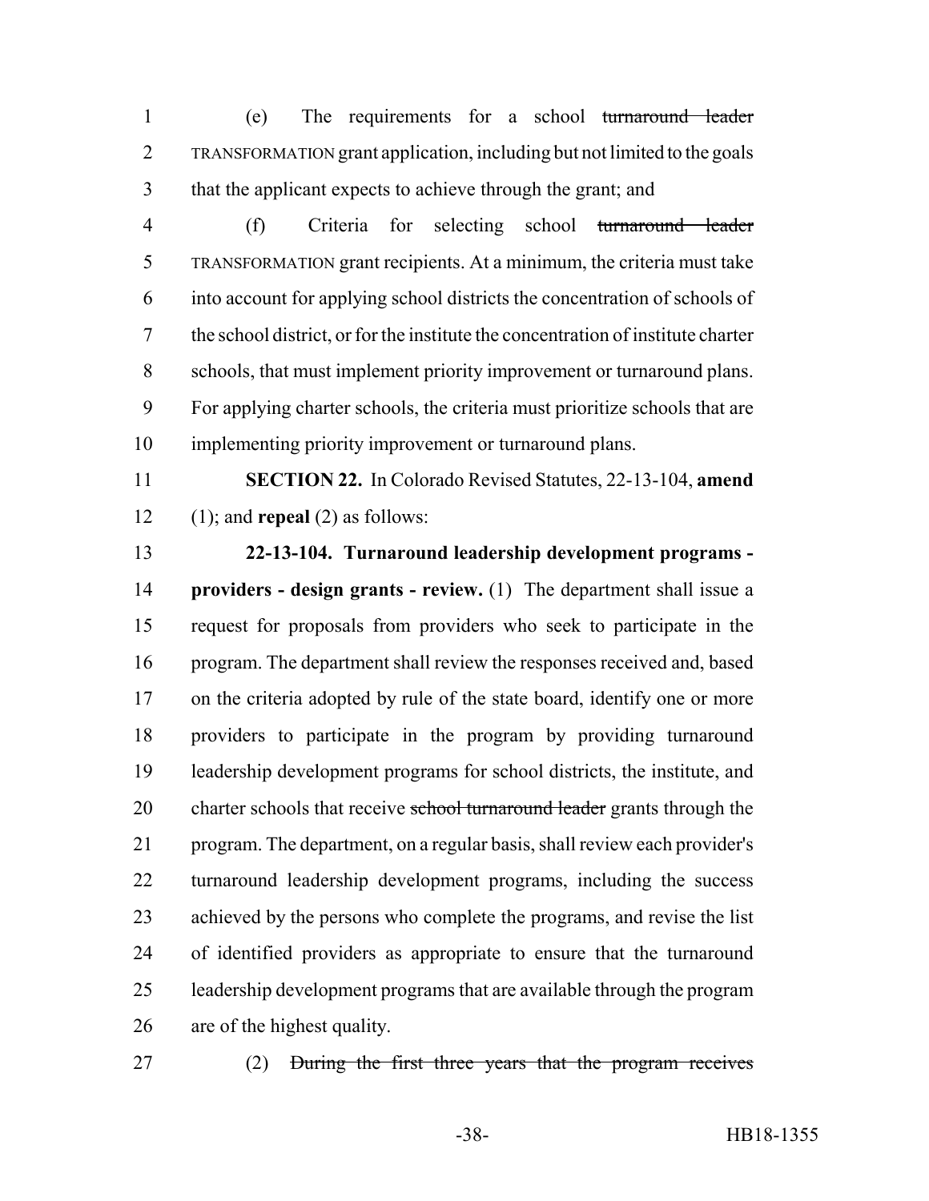(e) The requirements for a school ~~turnaround leader~~ TRANSFORMATION grant application, including but not limited to the goals that the applicant expects to achieve through the grant; and

(f) Criteria for selecting school ~~turnaround leader~~ TRANSFORMATION grant recipients. At a minimum, the criteria must take into account for applying school districts the concentration of schools of the school district, or for the institute the concentration of institute charter schools, that must implement priority improvement or turnaround plans. For applying charter schools, the criteria must prioritize schools that are implementing priority improvement or turnaround plans.

**SECTION 22.** In Colorado Revised Statutes, 22-13-104, **amend** (1); and **repeal** (2) as follows:

**22-13-104. Turnaround leadership development programs - providers - design grants - review.** (1) The department shall issue a request for proposals from providers who seek to participate in the program. The department shall review the responses received and, based on the criteria adopted by rule of the state board, identify one or more providers to participate in the program by providing turnaround leadership development programs for school districts, the institute, and charter schools that receive ~~school turnaround leader~~ grants through the program. The department, on a regular basis, shall review each provider's turnaround leadership development programs, including the success achieved by the persons who complete the programs, and revise the list of identified providers as appropriate to ensure that the turnaround leadership development programs that are available through the program are of the highest quality.

(2) ~~During the first three years that the program receives~~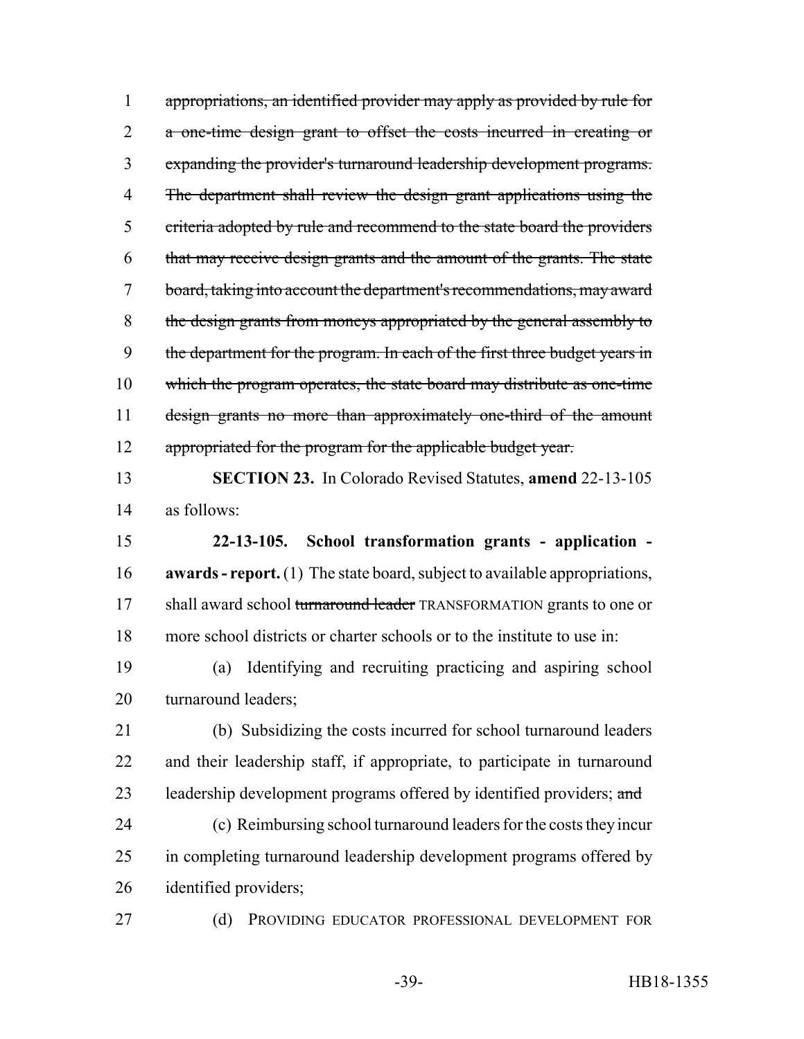~~appropriations, an identified provider may apply as provided by rule for a one-time design grant to offset the costs incurred in creating or expanding the provider's turnaround leadership development programs. The department shall review the design grant applications using the criteria adopted by rule and recommend to the state board the providers that may receive design grants and the amount of the grants. The state board, taking into account the department's recommendations, may award the design grants from moneys appropriated by the general assembly to the department for the program. In each of the first three budget years in which the program operates, the state board may distribute as one-time design grants no more than approximately one-third of the amount appropriated for the program for the applicable budget year.~~

**SECTION 23.** In Colorado Revised Statutes, **amend** 22-13-105 as follows:

**22-13-105. School transformation grants - application - awards - report.** (1) The state board, subject to available appropriations, shall award school ~~turnaround leader~~ TRANSFORMATION grants to one or more school districts or charter schools or to the institute to use in:

(a) Identifying and recruiting practicing and aspiring school turnaround leaders;

(b) Subsidizing the costs incurred for school turnaround leaders and their leadership staff, if appropriate, to participate in turnaround leadership development programs offered by identified providers; ~~and~~

(c) Reimbursing school turnaround leaders for the costs they incur in completing turnaround leadership development programs offered by identified providers;

(d) PROVIDING EDUCATOR PROFESSIONAL DEVELOPMENT FOR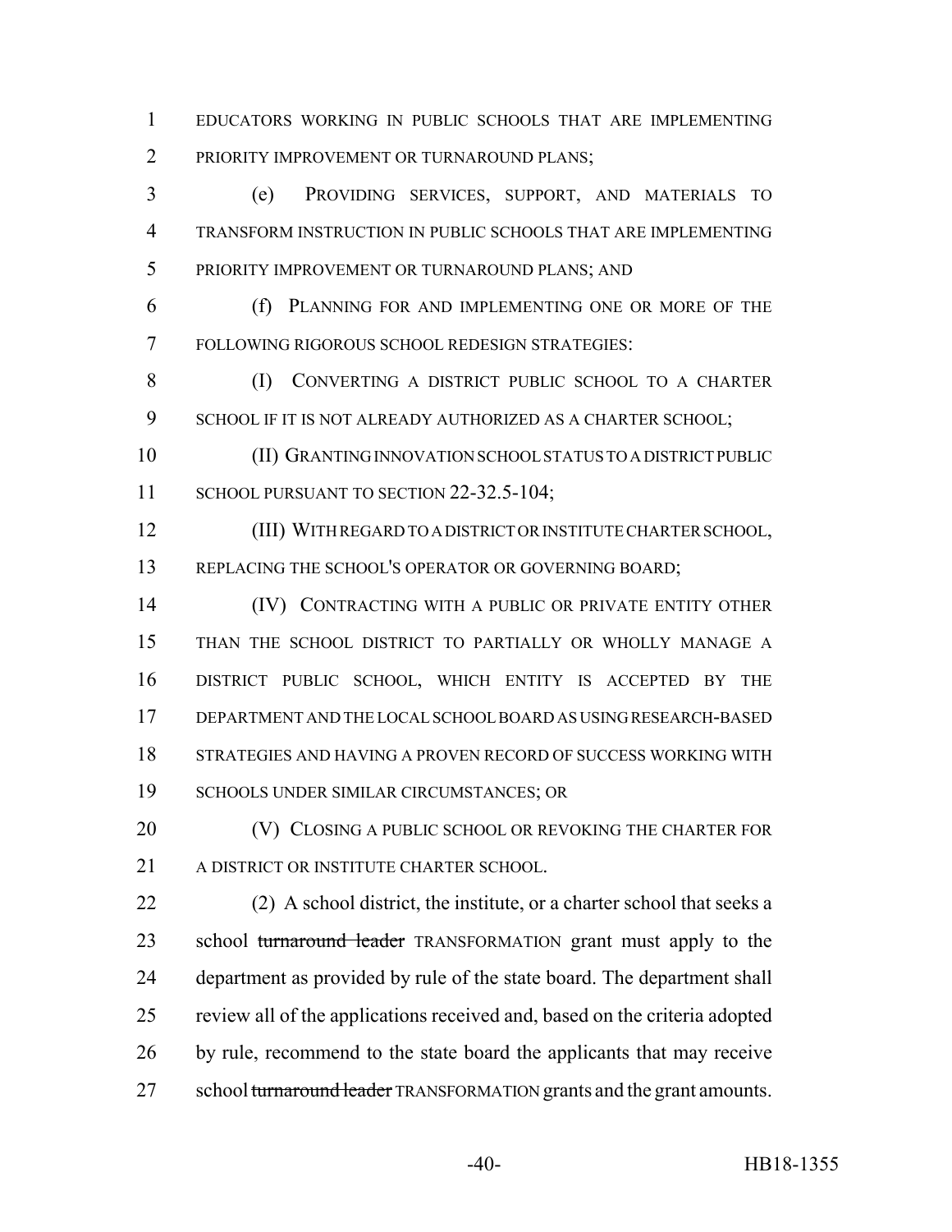EDUCATORS WORKING IN PUBLIC SCHOOLS THAT ARE IMPLEMENTING PRIORITY IMPROVEMENT OR TURNAROUND PLANS;

(e) PROVIDING SERVICES, SUPPORT, AND MATERIALS TO TRANSFORM INSTRUCTION IN PUBLIC SCHOOLS THAT ARE IMPLEMENTING PRIORITY IMPROVEMENT OR TURNAROUND PLANS; AND

(f) PLANNING FOR AND IMPLEMENTING ONE OR MORE OF THE FOLLOWING RIGOROUS SCHOOL REDESIGN STRATEGIES:

(I) CONVERTING A DISTRICT PUBLIC SCHOOL TO A CHARTER SCHOOL IF IT IS NOT ALREADY AUTHORIZED AS A CHARTER SCHOOL;

(II) GRANTING INNOVATION SCHOOL STATUS TO A DISTRICT PUBLIC SCHOOL PURSUANT TO SECTION 22-32.5-104;

(III) WITH REGARD TO A DISTRICT OR INSTITUTE CHARTER SCHOOL, REPLACING THE SCHOOL'S OPERATOR OR GOVERNING BOARD;

(IV) CONTRACTING WITH A PUBLIC OR PRIVATE ENTITY OTHER THAN THE SCHOOL DISTRICT TO PARTIALLY OR WHOLLY MANAGE A DISTRICT PUBLIC SCHOOL, WHICH ENTITY IS ACCEPTED BY THE DEPARTMENT AND THE LOCAL SCHOOL BOARD AS USING RESEARCH-BASED STRATEGIES AND HAVING A PROVEN RECORD OF SUCCESS WORKING WITH SCHOOLS UNDER SIMILAR CIRCUMSTANCES; OR

(V) CLOSING A PUBLIC SCHOOL OR REVOKING THE CHARTER FOR A DISTRICT OR INSTITUTE CHARTER SCHOOL.

(2) A school district, the institute, or a charter school that seeks a school ~~turnaround leader~~ TRANSFORMATION grant must apply to the department as provided by rule of the state board. The department shall review all of the applications received and, based on the criteria adopted by rule, recommend to the state board the applicants that may receive school ~~turnaround leader~~ TRANSFORMATION grants and the grant amounts.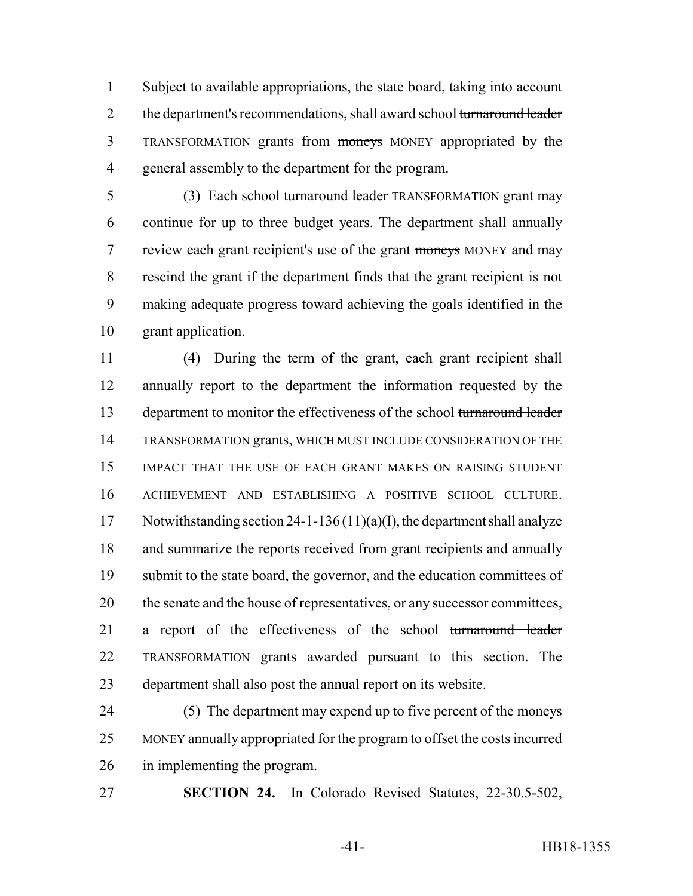Subject to available appropriations, the state board, taking into account the department's recommendations, shall award school ~~turnaround leader~~ TRANSFORMATION grants from ~~moneys~~ MONEY appropriated by the general assembly to the department for the program.

(3) Each school ~~turnaround leader~~ TRANSFORMATION grant may continue for up to three budget years. The department shall annually review each grant recipient's use of the grant ~~moneys~~ MONEY and may rescind the grant if the department finds that the grant recipient is not making adequate progress toward achieving the goals identified in the grant application.

(4) During the term of the grant, each grant recipient shall annually report to the department the information requested by the department to monitor the effectiveness of the school ~~turnaround leader~~ TRANSFORMATION grants, WHICH MUST INCLUDE CONSIDERATION OF THE IMPACT THAT THE USE OF EACH GRANT MAKES ON RAISING STUDENT ACHIEVEMENT AND ESTABLISHING A POSITIVE SCHOOL CULTURE. Notwithstanding section 24-1-136 (11)(a)(I), the department shall analyze and summarize the reports received from grant recipients and annually submit to the state board, the governor, and the education committees of the senate and the house of representatives, or any successor committees, a report of the effectiveness of the school ~~turnaround leader~~ TRANSFORMATION grants awarded pursuant to this section. The department shall also post the annual report on its website.

(5) The department may expend up to five percent of the ~~moneys~~ MONEY annually appropriated for the program to offset the costs incurred in implementing the program.

**SECTION 24.** In Colorado Revised Statutes, 22-30.5-502,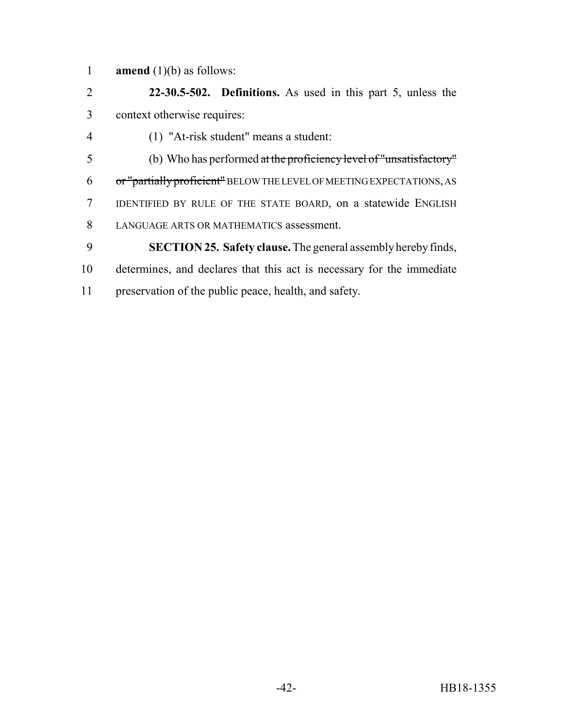**amend** (1)(b) as follows:

**22-30.5-502. Definitions.** As used in this part 5, unless the context otherwise requires:

(1) "At-risk student" means a student:

(b) Who has performed ~~at the proficiency level of "unsatisfactory" or "partially proficient"~~ BELOW THE LEVEL OF MEETING EXPECTATIONS, AS IDENTIFIED BY RULE OF THE STATE BOARD, on a statewide ENGLISH LANGUAGE ARTS OR MATHEMATICS assessment.

**SECTION 25. Safety clause.** The general assembly hereby finds, determines, and declares that this act is necessary for the immediate preservation of the public peace, health, and safety.